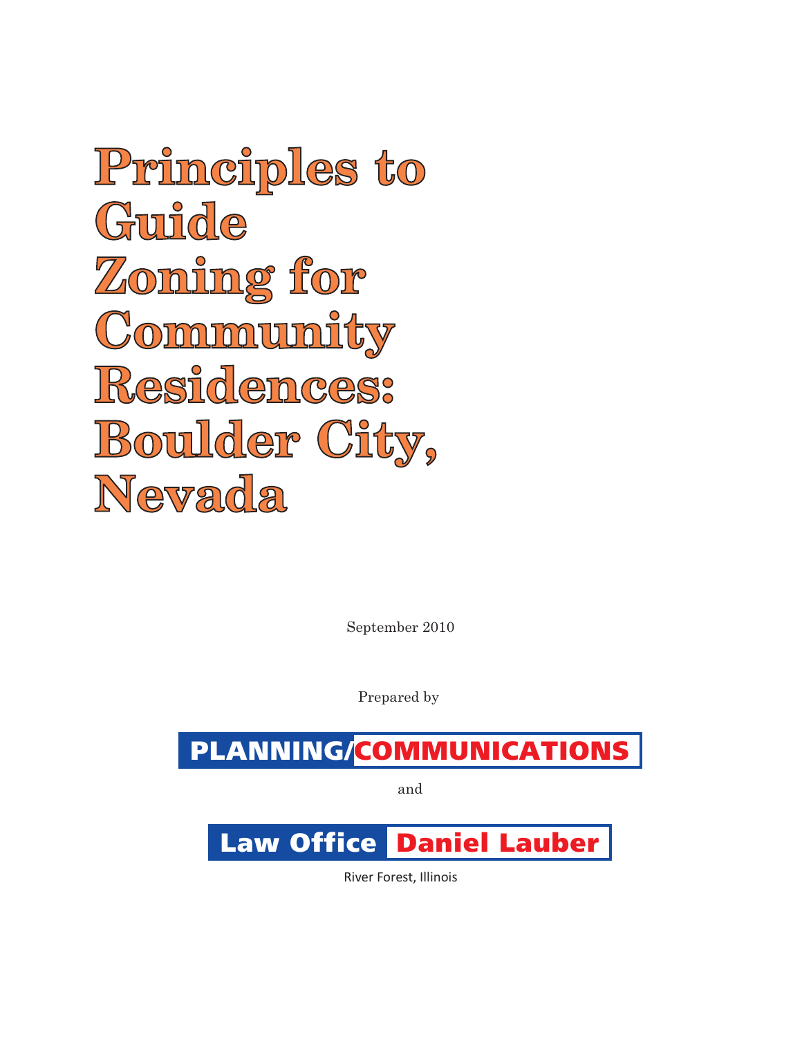# Principles to Guide Zoning for Community Residences: Boulder City, Nevada

September 2010

Prepared by

PLANNING/COMMUNICATIONS

and

Law Office Daniel Lauber

River Forest, Illinois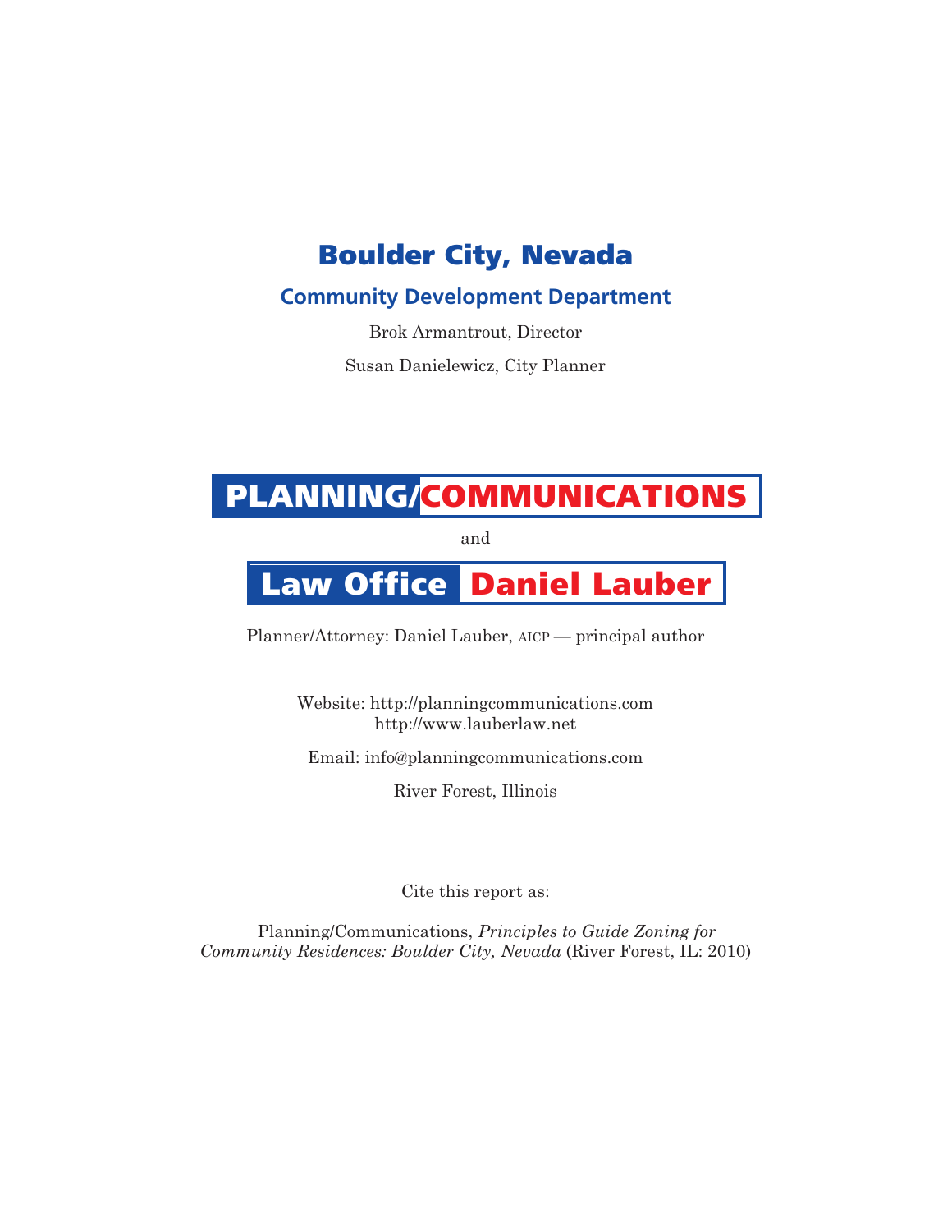# Boulder City, Nevada

## Community Development Department

Brok Armantrout, Director

Susan Danielewicz, City Planner

**PLANNING/COMMUNICATIONS**

and

**Law Office Daniel Lauber**

Planner/Attorney: Daniel Lauber, AICP — principal author

Website: http://planningcommunications.com
http://www.lauberlaw.net

Email: info@planningcommunications.com

River Forest, Illinois

Cite this report as:

Planning/Communications, *Principles to Guide Zoning for Community Residences: Boulder City, Nevada* (River Forest, IL: 2010)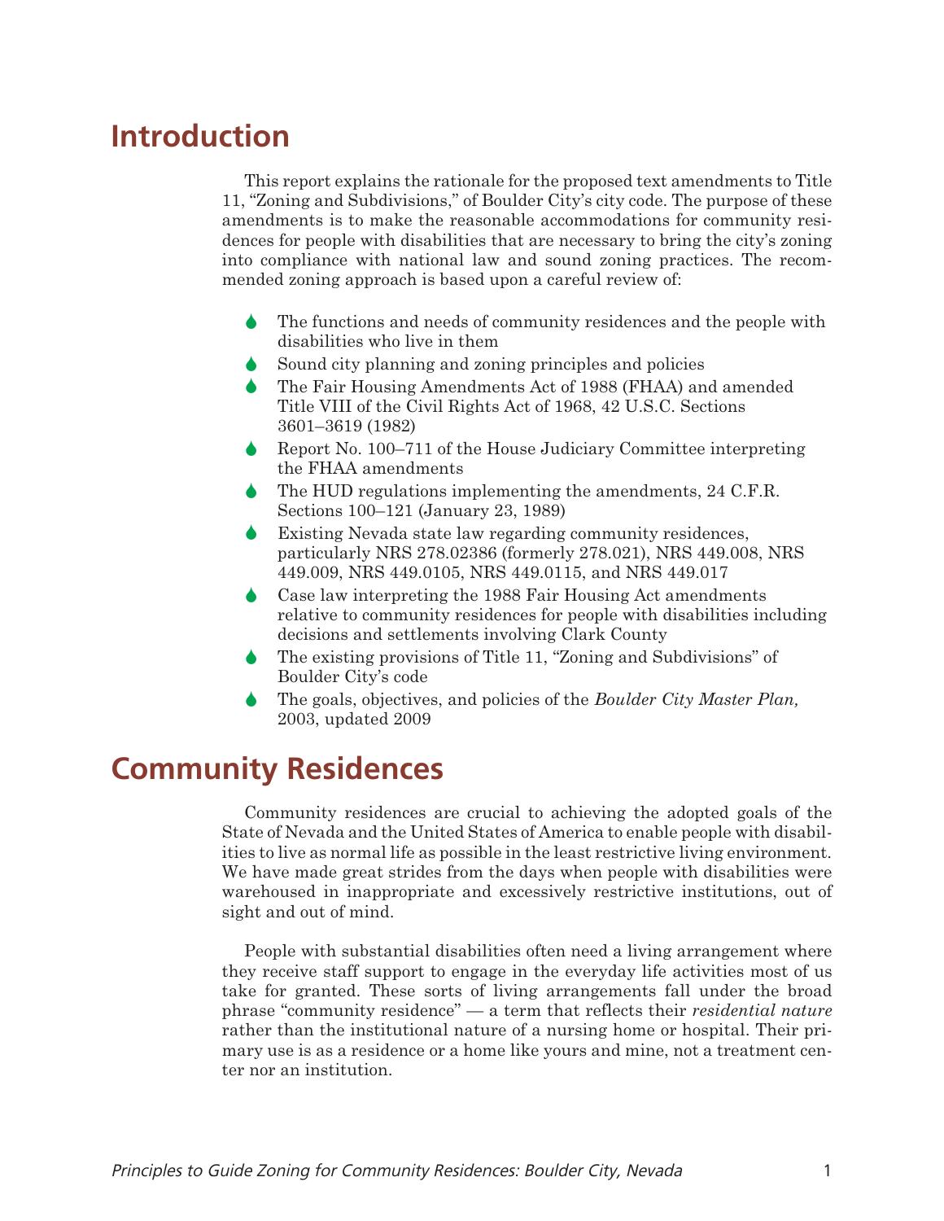# Introduction

This report explains the rationale for the proposed text amendments to Title 11, "Zoning and Subdivisions," of Boulder City's city code. The purpose of these amendments is to make the reasonable accommodations for community residences for people with disabilities that are necessary to bring the city's zoning into compliance with national law and sound zoning practices. The recommended zoning approach is based upon a careful review of:

- The functions and needs of community residences and the people with disabilities who live in them
- Sound city planning and zoning principles and policies
- The Fair Housing Amendments Act of 1988 (FHAA) and amended Title VIII of the Civil Rights Act of 1968, 42 U.S.C. Sections 3601–3619 (1982)
- Report No. 100–711 of the House Judiciary Committee interpreting the FHAA amendments
- The HUD regulations implementing the amendments, 24 C.F.R. Sections 100–121 (January 23, 1989)
- Existing Nevada state law regarding community residences, particularly NRS 278.02386 (formerly 278.021), NRS 449.008, NRS 449.009, NRS 449.0105, NRS 449.0115, and NRS 449.017
- Case law interpreting the 1988 Fair Housing Act amendments relative to community residences for people with disabilities including decisions and settlements involving Clark County
- The existing provisions of Title 11, "Zoning and Subdivisions" of Boulder City's code
- The goals, objectives, and policies of the *Boulder City Master Plan,* 2003, updated 2009

# Community Residences

Community residences are crucial to achieving the adopted goals of the State of Nevada and the United States of America to enable people with disabilities to live as normal life as possible in the least restrictive living environment. We have made great strides from the days when people with disabilities were warehoused in inappropriate and excessively restrictive institutions, out of sight and out of mind.

People with substantial disabilities often need a living arrangement where they receive staff support to engage in the everyday life activities most of us take for granted. These sorts of living arrangements fall under the broad phrase "community residence" — a term that reflects their *residential nature* rather than the institutional nature of a nursing home or hospital. Their primary use is as a residence or a home like yours and mine, not a treatment center nor an institution.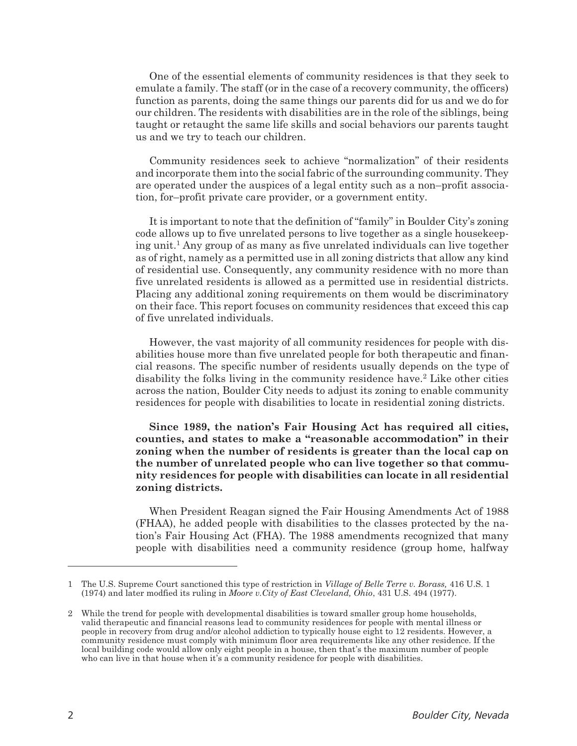One of the essential elements of community residences is that they seek to emulate a family. The staff (or in the case of a recovery community, the officers) function as parents, doing the same things our parents did for us and we do for our children. The residents with disabilities are in the role of the siblings, being taught or retaught the same life skills and social behaviors our parents taught us and we try to teach our children.

Community residences seek to achieve "normalization" of their residents and incorporate them into the social fabric of the surrounding community. They are operated under the auspices of a legal entity such as a non–profit association, for–profit private care provider, or a government entity.

It is important to note that the definition of "family" in Boulder City's zoning code allows up to five unrelated persons to live together as a single housekeeping unit.[1] Any group of as many as five unrelated individuals can live together as of right, namely as a permitted use in all zoning districts that allow any kind of residential use. Consequently, any community residence with no more than five unrelated residents is allowed as a permitted use in residential districts. Placing any additional zoning requirements on them would be discriminatory on their face. This report focuses on community residences that exceed this cap of five unrelated individuals.

However, the vast majority of all community residences for people with disabilities house more than five unrelated people for both therapeutic and financial reasons. The specific number of residents usually depends on the type of disability the folks living in the community residence have.[2] Like other cities across the nation, Boulder City needs to adjust its zoning to enable community residences for people with disabilities to locate in residential zoning districts.

**Since 1989, the nation's Fair Housing Act has required all cities, counties, and states to make a "reasonable accommodation" in their zoning when the number of residents is greater than the local cap on the number of unrelated people who can live together so that community residences for people with disabilities can locate in all residential zoning districts.**

When President Reagan signed the Fair Housing Amendments Act of 1988 (FHAA), he added people with disabilities to the classes protected by the nation's Fair Housing Act (FHA). The 1988 amendments recognized that many people with disabilities need a community residence (group home, halfway

---

1 The U.S. Supreme Court sanctioned this type of restriction in *Village of Belle Terre v. Borass,* 416 U.S. 1 (1974) and later modfied its ruling in *Moore v.City of East Cleveland, Ohio*, 431 U.S. 494 (1977).

2 While the trend for people with developmental disabilities is toward smaller group home households, valid therapeutic and financial reasons lead to community residences for people with mental illness or people in recovery from drug and/or alcohol addiction to typically house eight to 12 residents. However, a community residence must comply with minimum floor area requirements like any other residence. If the local building code would allow only eight people in a house, then that's the maximum number of people who can live in that house when it's a community residence for people with disabilities.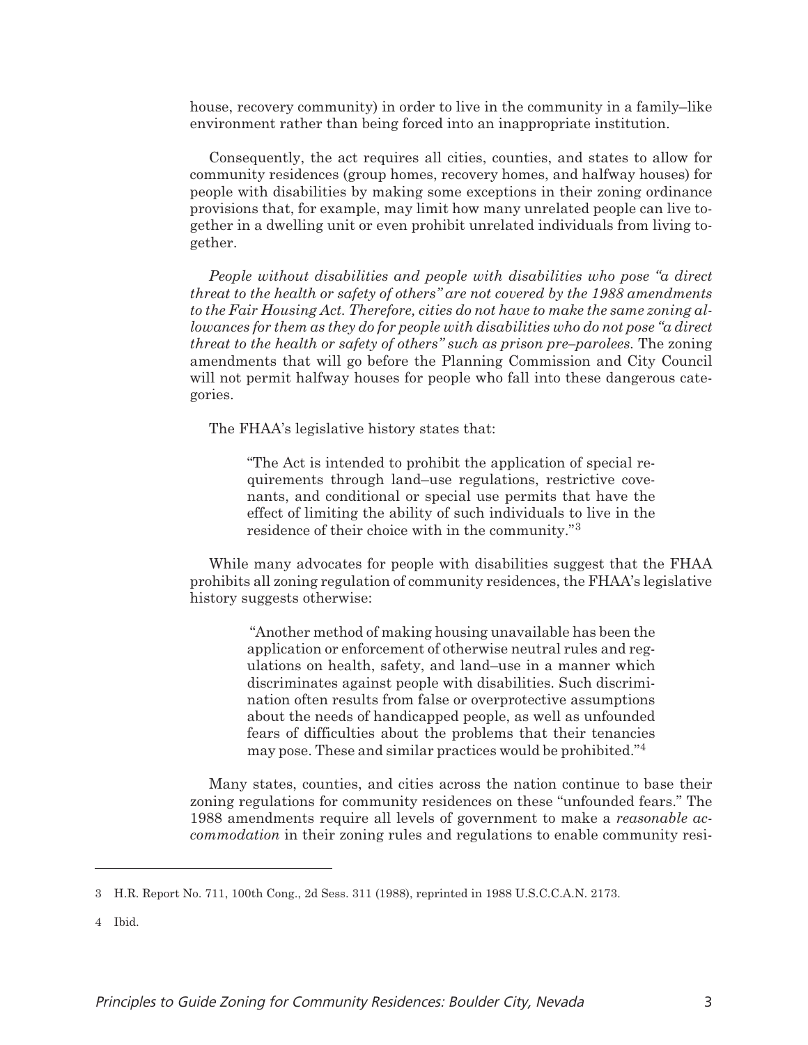house, recovery community) in order to live in the community in a family–like environment rather than being forced into an inappropriate institution.

Consequently, the act requires all cities, counties, and states to allow for community residences (group homes, recovery homes, and halfway houses) for people with disabilities by making some exceptions in their zoning ordinance provisions that, for example, may limit how many unrelated people can live together in a dwelling unit or even prohibit unrelated individuals from living together.

*People without disabilities and people with disabilities who pose "a direct threat to the health or safety of others" are not covered by the 1988 amendments to the Fair Housing Act. Therefore, cities do not have to make the same zoning allowances for them as they do for people with disabilities who do not pose "a direct threat to the health or safety of others" such as prison pre–parolees.* The zoning amendments that will go before the Planning Commission and City Council will not permit halfway houses for people who fall into these dangerous categories.

The FHAA's legislative history states that:

> "The Act is intended to prohibit the application of special requirements through land–use regulations, restrictive covenants, and conditional or special use permits that have the effect of limiting the ability of such individuals to live in the residence of their choice with in the community."[3]

While many advocates for people with disabilities suggest that the FHAA prohibits all zoning regulation of community residences, the FHAA's legislative history suggests otherwise:

> "Another method of making housing unavailable has been the application or enforcement of otherwise neutral rules and regulations on health, safety, and land–use in a manner which discriminates against people with disabilities. Such discrimination often results from false or overprotective assumptions about the needs of handicapped people, as well as unfounded fears of difficulties about the problems that their tenancies may pose. These and similar practices would be prohibited."[4]

Many states, counties, and cities across the nation continue to base their zoning regulations for community residences on these "unfounded fears." The 1988 amendments require all levels of government to make a *reasonable accommodation* in their zoning rules and regulations to enable community resi-

---

3 H.R. Report No. 711, 100th Cong., 2d Sess. 311 (1988), reprinted in 1988 U.S.C.C.A.N. 2173.

4 Ibid.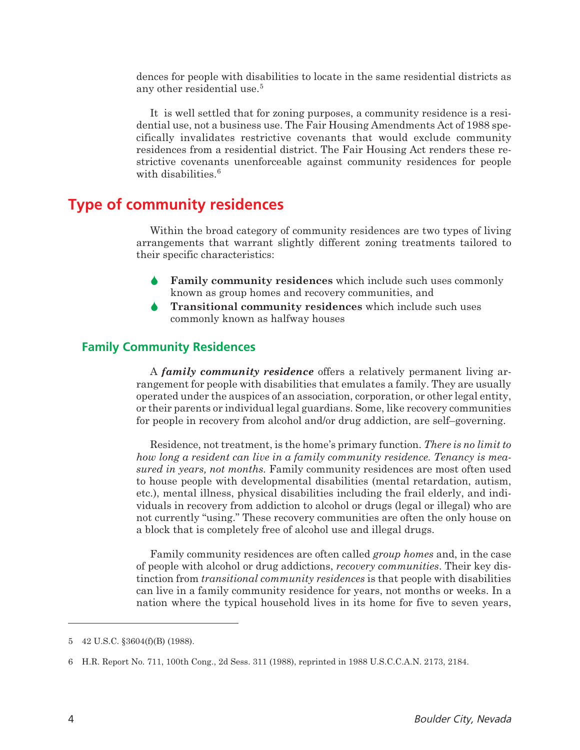dences for people with disabilities to locate in the same residential districts as any other residential use.[5]

It is well settled that for zoning purposes, a community residence is a residential use, not a business use. The Fair Housing Amendments Act of 1988 specifically invalidates restrictive covenants that would exclude community residences from a residential district. The Fair Housing Act renders these restrictive covenants unenforceable against community residences for people with disabilities.[6]

## Type of community residences

Within the broad category of community residences are two types of living arrangements that warrant slightly different zoning treatments tailored to their specific characteristics:

- **Family community residences** which include such uses commonly known as group homes and recovery communities, and
- **Transitional community residences** which include such uses commonly known as halfway houses

### Family Community Residences

A ***family community residence*** offers a relatively permanent living arrangement for people with disabilities that emulates a family. They are usually operated under the auspices of an association, corporation, or other legal entity, or their parents or individual legal guardians. Some, like recovery communities for people in recovery from alcohol and/or drug addiction, are self–governing.

Residence, not treatment, is the home's primary function. *There is no limit to how long a resident can live in a family community residence. Tenancy is measured in years, not months.* Family community residences are most often used to house people with developmental disabilities (mental retardation, autism, etc.), mental illness, physical disabilities including the frail elderly, and individuals in recovery from addiction to alcohol or drugs (legal or illegal) who are not currently "using." These recovery communities are often the only house on a block that is completely free of alcohol use and illegal drugs.

Family community residences are often called *group homes* and, in the case of people with alcohol or drug addictions, *recovery communities*. Their key distinction from *transitional community residences* is that people with disabilities can live in a family community residence for years, not months or weeks. In a nation where the typical household lives in its home for five to seven years,

---

5 42 U.S.C. §3604(f)(B) (1988).

6 H.R. Report No. 711, 100th Cong., 2d Sess. 311 (1988), reprinted in 1988 U.S.C.C.A.N. 2173, 2184.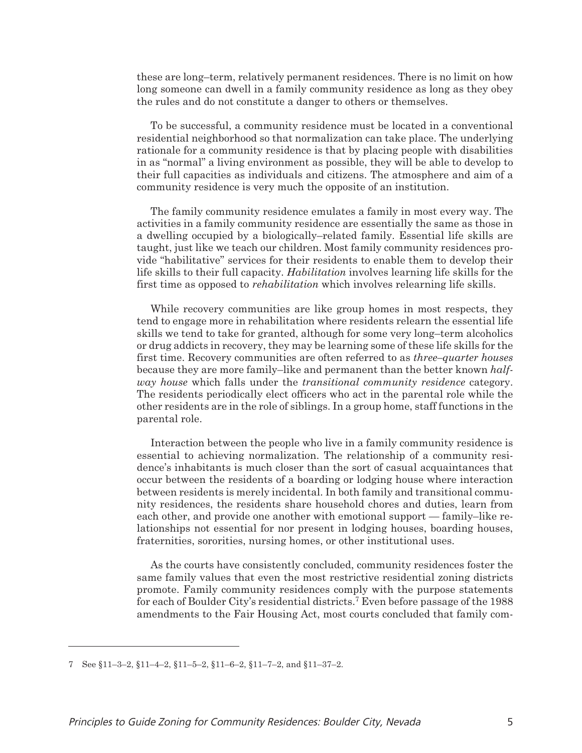these are long–term, relatively permanent residences. There is no limit on how long someone can dwell in a family community residence as long as they obey the rules and do not constitute a danger to others or themselves.

To be successful, a community residence must be located in a conventional residential neighborhood so that normalization can take place. The underlying rationale for a community residence is that by placing people with disabilities in as "normal" a living environment as possible, they will be able to develop to their full capacities as individuals and citizens. The atmosphere and aim of a community residence is very much the opposite of an institution.

The family community residence emulates a family in most every way. The activities in a family community residence are essentially the same as those in a dwelling occupied by a biologically–related family. Essential life skills are taught, just like we teach our children. Most family community residences provide "habilitative" services for their residents to enable them to develop their life skills to their full capacity. *Habilitation* involves learning life skills for the first time as opposed to *rehabilitation* which involves relearning life skills.

While recovery communities are like group homes in most respects, they tend to engage more in rehabilitation where residents relearn the essential life skills we tend to take for granted, although for some very long–term alcoholics or drug addicts in recovery, they may be learning some of these life skills for the first time. Recovery communities are often referred to as *three–quarter houses* because they are more family–like and permanent than the better known *halfway house* which falls under the *transitional community residence* category. The residents periodically elect officers who act in the parental role while the other residents are in the role of siblings. In a group home, staff functions in the parental role.

Interaction between the people who live in a family community residence is essential to achieving normalization. The relationship of a community residence's inhabitants is much closer than the sort of casual acquaintances that occur between the residents of a boarding or lodging house where interaction between residents is merely incidental. In both family and transitional community residences, the residents share household chores and duties, learn from each other, and provide one another with emotional support — family–like relationships not essential for nor present in lodging houses, boarding houses, fraternities, sororities, nursing homes, or other institutional uses.

As the courts have consistently concluded, community residences foster the same family values that even the most restrictive residential zoning districts promote. Family community residences comply with the purpose statements for each of Boulder City's residential districts.[7] Even before passage of the 1988 amendments to the Fair Housing Act, most courts concluded that family com-

---

7 See §11–3–2, §11–4–2, §11–5–2, §11–6–2, §11–7–2, and §11–37–2.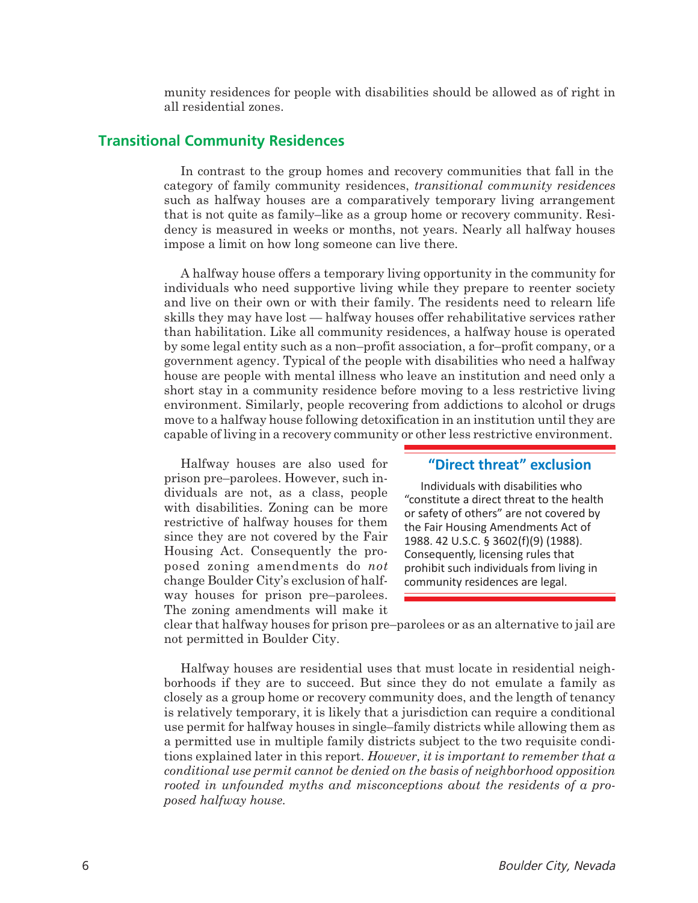munity residences for people with disabilities should be allowed as of right in all residential zones.

## Transitional Community Residences

In contrast to the group homes and recovery communities that fall in the category of family community residences, *transitional community residences* such as halfway houses are a comparatively temporary living arrangement that is not quite as family–like as a group home or recovery community. Residency is measured in weeks or months, not years. Nearly all halfway houses impose a limit on how long someone can live there.

A halfway house offers a temporary living opportunity in the community for individuals who need supportive living while they prepare to reenter society and live on their own or with their family. The residents need to relearn life skills they may have lost — halfway houses offer rehabilitative services rather than habilitation. Like all community residences, a halfway house is operated by some legal entity such as a non–profit association, a for–profit company, or a government agency. Typical of the people with disabilities who need a halfway house are people with mental illness who leave an institution and need only a short stay in a community residence before moving to a less restrictive living environment. Similarly, people recovering from addictions to alcohol or drugs move to a halfway house following detoxification in an institution until they are capable of living in a recovery community or other less restrictive environment.

Halfway houses are also used for prison pre–parolees. However, such individuals are not, as a class, people with disabilities. Zoning can be more restrictive of halfway houses for them since they are not covered by the Fair Housing Act. Consequently the proposed zoning amendments do *not* change Boulder City's exclusion of halfway houses for prison pre–parolees. The zoning amendments will make it clear that halfway houses for prison pre–parolees or as an alternative to jail are not permitted in Boulder City.

### "Direct threat" exclusion

Individuals with disabilities who "constitute a direct threat to the health or safety of others" are not covered by the Fair Housing Amendments Act of 1988. 42 U.S.C. § 3602(f)(9) (1988). Consequently, licensing rules that prohibit such individuals from living in community residences are legal.

Halfway houses are residential uses that must locate in residential neighborhoods if they are to succeed. But since they do not emulate a family as closely as a group home or recovery community does, and the length of tenancy is relatively temporary, it is likely that a jurisdiction can require a conditional use permit for halfway houses in single–family districts while allowing them as a permitted use in multiple family districts subject to the two requisite conditions explained later in this report. *However, it is important to remember that a conditional use permit cannot be denied on the basis of neighborhood opposition rooted in unfounded myths and misconceptions about the residents of a proposed halfway house.*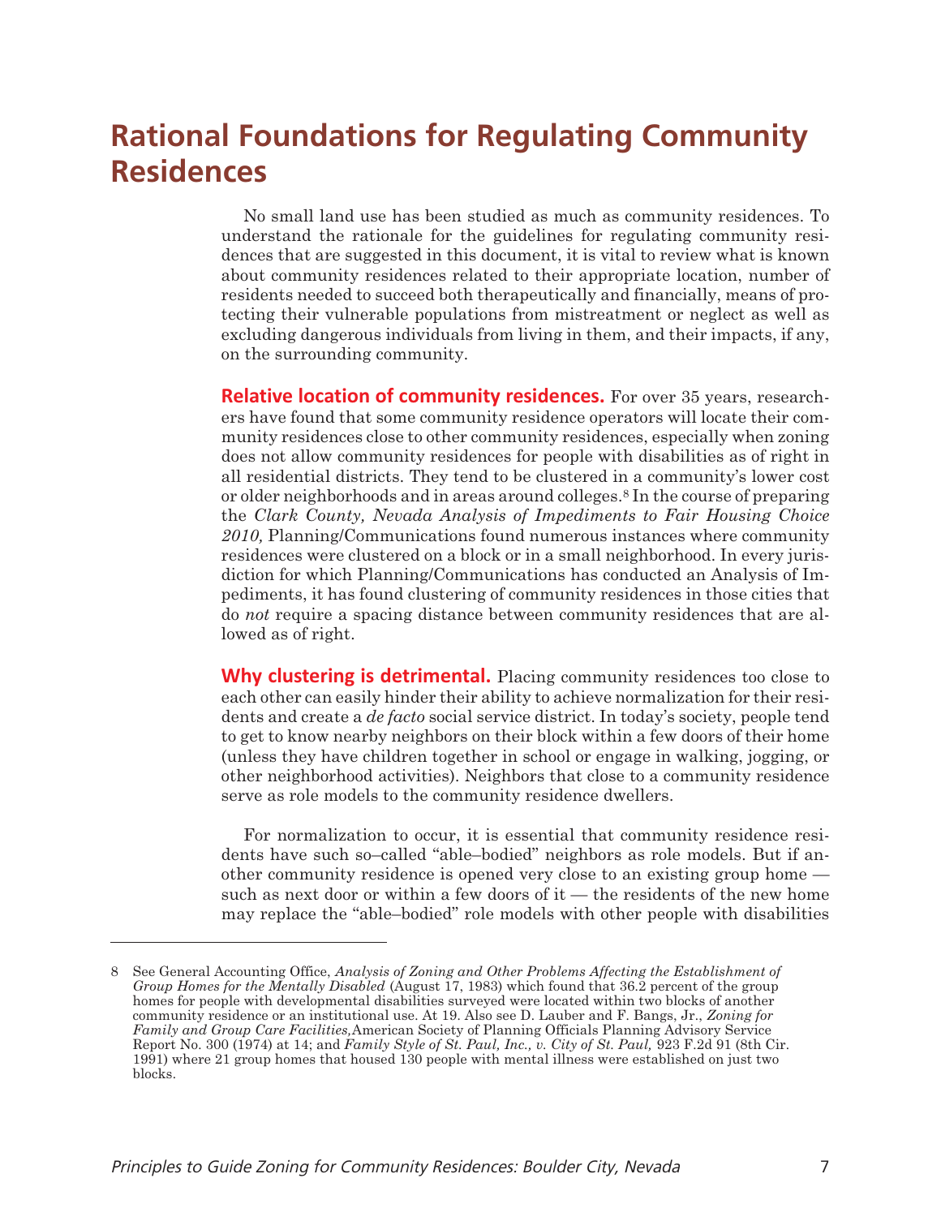# Rational Foundations for Regulating Community Residences

No small land use has been studied as much as community residences. To understand the rationale for the guidelines for regulating community residences that are suggested in this document, it is vital to review what is known about community residences related to their appropriate location, number of residents needed to succeed both therapeutically and financially, means of protecting their vulnerable populations from mistreatment or neglect as well as excluding dangerous individuals from living in them, and their impacts, if any, on the surrounding community.

**Relative location of community residences.** For over 35 years, researchers have found that some community residence operators will locate their community residences close to other community residences, especially when zoning does not allow community residences for people with disabilities as of right in all residential districts. They tend to be clustered in a community's lower cost or older neighborhoods and in areas around colleges.[8] In the course of preparing the *Clark County, Nevada Analysis of Impediments to Fair Housing Choice 2010,* Planning/Communications found numerous instances where community residences were clustered on a block or in a small neighborhood. In every jurisdiction for which Planning/Communications has conducted an Analysis of Impediments, it has found clustering of community residences in those cities that do *not* require a spacing distance between community residences that are allowed as of right.

**Why clustering is detrimental.** Placing community residences too close to each other can easily hinder their ability to achieve normalization for their residents and create a *de facto* social service district. In today's society, people tend to get to know nearby neighbors on their block within a few doors of their home (unless they have children together in school or engage in walking, jogging, or other neighborhood activities). Neighbors that close to a community residence serve as role models to the community residence dwellers.

For normalization to occur, it is essential that community residence residents have such so–called "able–bodied" neighbors as role models. But if another community residence is opened very close to an existing group home — such as next door or within a few doors of it — the residents of the new home may replace the "able–bodied" role models with other people with disabilities

8 See General Accounting Office, *Analysis of Zoning and Other Problems Affecting the Establishment of Group Homes for the Mentally Disabled* (August 17, 1983) which found that 36.2 percent of the group homes for people with developmental disabilities surveyed were located within two blocks of another community residence or an institutional use. At 19. Also see D. Lauber and F. Bangs, Jr., *Zoning for Family and Group Care Facilities,* American Society of Planning Officials Planning Advisory Service Report No. 300 (1974) at 14; and *Family Style of St. Paul, Inc., v. City of St. Paul,* 923 F.2d 91 (8th Cir. 1991) where 21 group homes that housed 130 people with mental illness were established on just two blocks.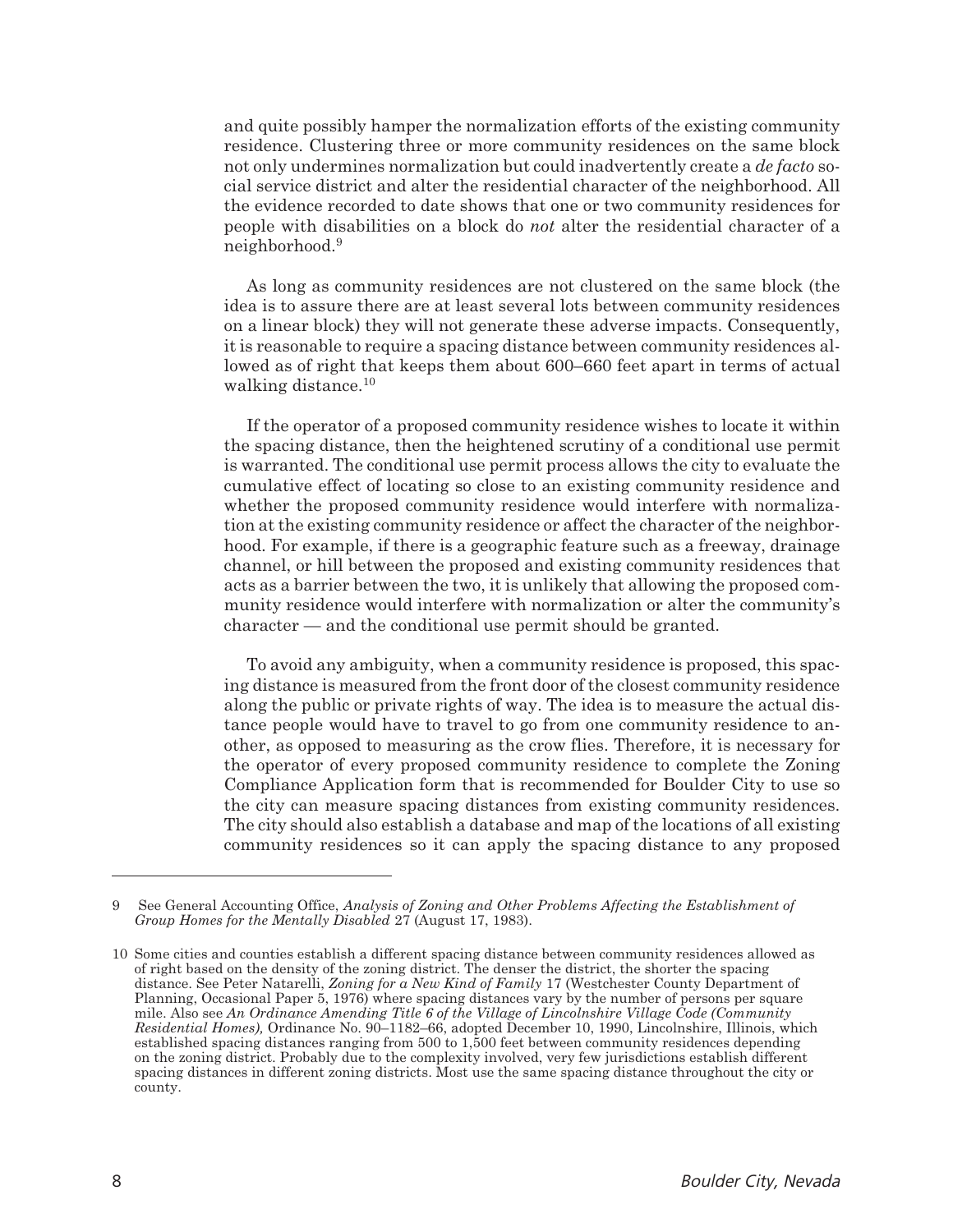and quite possibly hamper the normalization efforts of the existing community residence. Clustering three or more community residences on the same block not only undermines normalization but could inadvertently create a *de facto* social service district and alter the residential character of the neighborhood. All the evidence recorded to date shows that one or two community residences for people with disabilities on a block do *not* alter the residential character of a neighborhood.[9]

As long as community residences are not clustered on the same block (the idea is to assure there are at least several lots between community residences on a linear block) they will not generate these adverse impacts. Consequently, it is reasonable to require a spacing distance between community residences allowed as of right that keeps them about 600–660 feet apart in terms of actual walking distance.[10]

If the operator of a proposed community residence wishes to locate it within the spacing distance, then the heightened scrutiny of a conditional use permit is warranted. The conditional use permit process allows the city to evaluate the cumulative effect of locating so close to an existing community residence and whether the proposed community residence would interfere with normalization at the existing community residence or affect the character of the neighborhood. For example, if there is a geographic feature such as a freeway, drainage channel, or hill between the proposed and existing community residences that acts as a barrier between the two, it is unlikely that allowing the proposed community residence would interfere with normalization or alter the community's character — and the conditional use permit should be granted.

To avoid any ambiguity, when a community residence is proposed, this spacing distance is measured from the front door of the closest community residence along the public or private rights of way. The idea is to measure the actual distance people would have to travel to go from one community residence to another, as opposed to measuring as the crow flies. Therefore, it is necessary for the operator of every proposed community residence to complete the Zoning Compliance Application form that is recommended for Boulder City to use so the city can measure spacing distances from existing community residences. The city should also establish a database and map of the locations of all existing community residences so it can apply the spacing distance to any proposed

---

9 See General Accounting Office, *Analysis of Zoning and Other Problems Affecting the Establishment of Group Homes for the Mentally Disabled* 27 (August 17, 1983).

10 Some cities and counties establish a different spacing distance between community residences allowed as of right based on the density of the zoning district. The denser the district, the shorter the spacing distance. See Peter Natarelli, *Zoning for a New Kind of Family* 17 (Westchester County Department of Planning, Occasional Paper 5, 1976) where spacing distances vary by the number of persons per square mile. Also see *An Ordinance Amending Title 6 of the Village of Lincolnshire Village Code (Community Residential Homes),* Ordinance No. 90–1182–66, adopted December 10, 1990, Lincolnshire, Illinois, which established spacing distances ranging from 500 to 1,500 feet between community residences depending on the zoning district. Probably due to the complexity involved, very few jurisdictions establish different spacing distances in different zoning districts. Most use the same spacing distance throughout the city or county.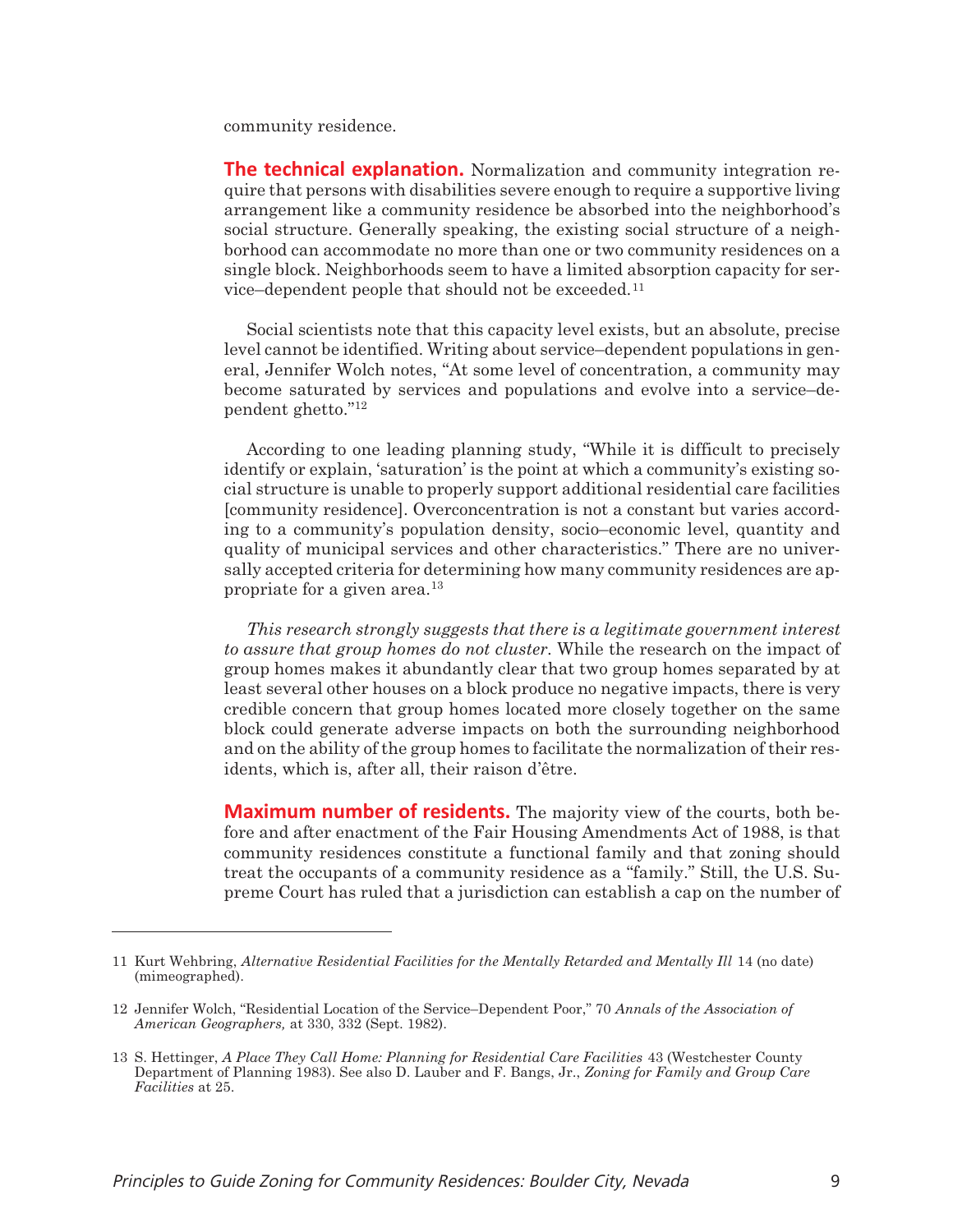community residence.

**The technical explanation.** Normalization and community integration require that persons with disabilities severe enough to require a supportive living arrangement like a community residence be absorbed into the neighborhood's social structure. Generally speaking, the existing social structure of a neighborhood can accommodate no more than one or two community residences on a single block. Neighborhoods seem to have a limited absorption capacity for service–dependent people that should not be exceeded.[11]

Social scientists note that this capacity level exists, but an absolute, precise level cannot be identified. Writing about service–dependent populations in general, Jennifer Wolch notes, "At some level of concentration, a community may become saturated by services and populations and evolve into a service–dependent ghetto."[12]

According to one leading planning study, "While it is difficult to precisely identify or explain, 'saturation' is the point at which a community's existing social structure is unable to properly support additional residential care facilities [community residence]. Overconcentration is not a constant but varies according to a community's population density, socio–economic level, quantity and quality of municipal services and other characteristics." There are no universally accepted criteria for determining how many community residences are appropriate for a given area.[13]

*This research strongly suggests that there is a legitimate government interest to assure that group homes do not cluster*. While the research on the impact of group homes makes it abundantly clear that two group homes separated by at least several other houses on a block produce no negative impacts, there is very credible concern that group homes located more closely together on the same block could generate adverse impacts on both the surrounding neighborhood and on the ability of the group homes to facilitate the normalization of their residents, which is, after all, their raison d'être.

**Maximum number of residents.** The majority view of the courts, both before and after enactment of the Fair Housing Amendments Act of 1988, is that community residences constitute a functional family and that zoning should treat the occupants of a community residence as a "family." Still, the U.S. Supreme Court has ruled that a jurisdiction can establish a cap on the number of

---

11 Kurt Wehbring, *Alternative Residential Facilities for the Mentally Retarded and Mentally Ill* 14 (no date) (mimeographed).

12 Jennifer Wolch, "Residential Location of the Service–Dependent Poor," 70 *Annals of the Association of American Geographers,* at 330, 332 (Sept. 1982).

13 S. Hettinger, *A Place They Call Home: Planning for Residential Care Facilities* 43 (Westchester County Department of Planning 1983). See also D. Lauber and F. Bangs, Jr., *Zoning for Family and Group Care Facilities* at 25.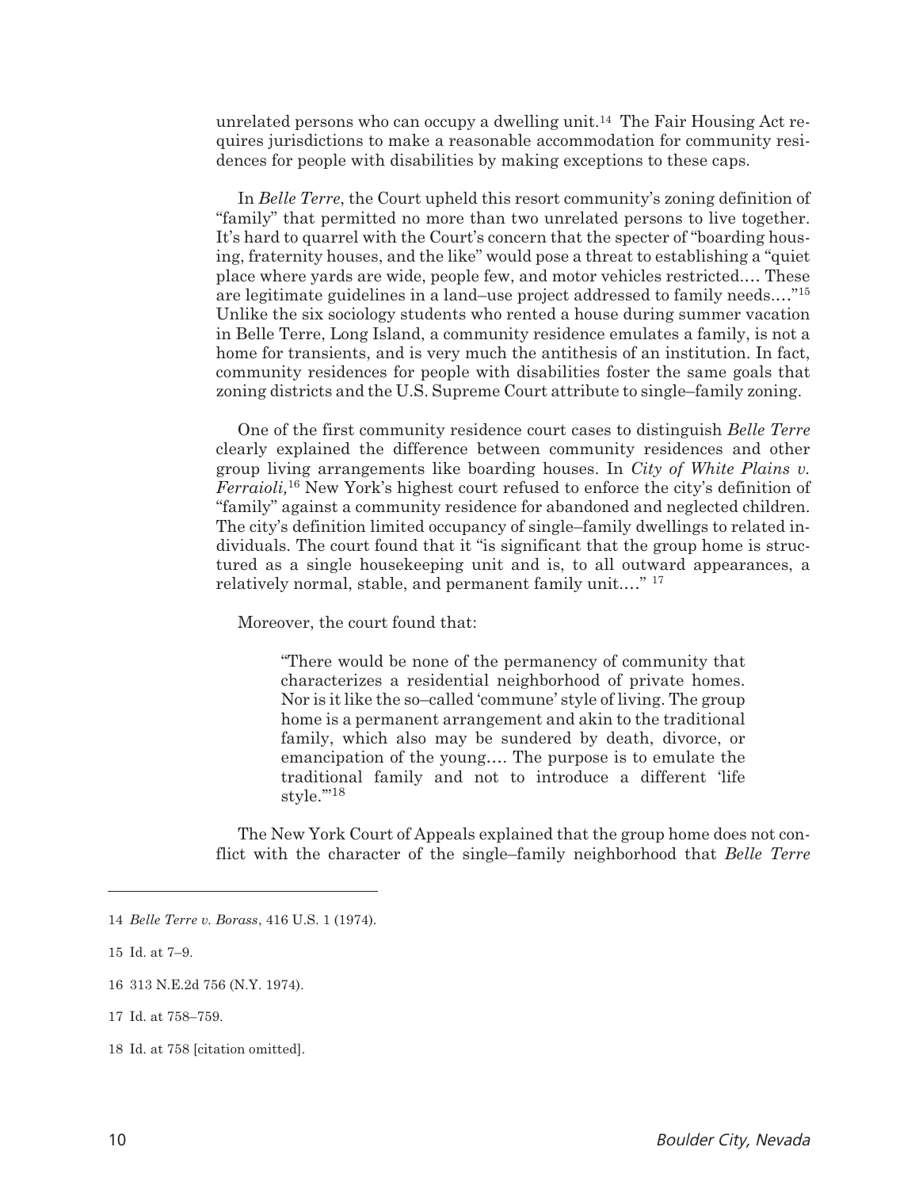unrelated persons who can occupy a dwelling unit.[14] The Fair Housing Act requires jurisdictions to make a reasonable accommodation for community residences for people with disabilities by making exceptions to these caps.

In *Belle Terre*, the Court upheld this resort community's zoning definition of "family" that permitted no more than two unrelated persons to live together. It's hard to quarrel with the Court's concern that the specter of "boarding housing, fraternity houses, and the like" would pose a threat to establishing a "quiet place where yards are wide, people few, and motor vehicles restricted.… These are legitimate guidelines in a land–use project addressed to family needs.…"[15] Unlike the six sociology students who rented a house during summer vacation in Belle Terre, Long Island, a community residence emulates a family, is not a home for transients, and is very much the antithesis of an institution. In fact, community residences for people with disabilities foster the same goals that zoning districts and the U.S. Supreme Court attribute to single–family zoning.

One of the first community residence court cases to distinguish *Belle Terre* clearly explained the difference between community residences and other group living arrangements like boarding houses. In *City of White Plains v. Ferraioli,*[16] New York's highest court refused to enforce the city's definition of "family" against a community residence for abandoned and neglected children. The city's definition limited occupancy of single–family dwellings to related individuals. The court found that it "is significant that the group home is structured as a single housekeeping unit and is, to all outward appearances, a relatively normal, stable, and permanent family unit.…" [17]

Moreover, the court found that:

> "There would be none of the permanency of community that characterizes a residential neighborhood of private homes. Nor is it like the so–called 'commune' style of living. The group home is a permanent arrangement and akin to the traditional family, which also may be sundered by death, divorce, or emancipation of the young…. The purpose is to emulate the traditional family and not to introduce a different 'life style.'"[18]

The New York Court of Appeals explained that the group home does not conflict with the character of the single–family neighborhood that *Belle Terre*

---

14 *Belle Terre v. Borass*, 416 U.S. 1 (1974).

15 Id. at 7–9.

16 313 N.E.2d 756 (N.Y. 1974).

17 Id. at 758–759.

18 Id. at 758 [citation omitted].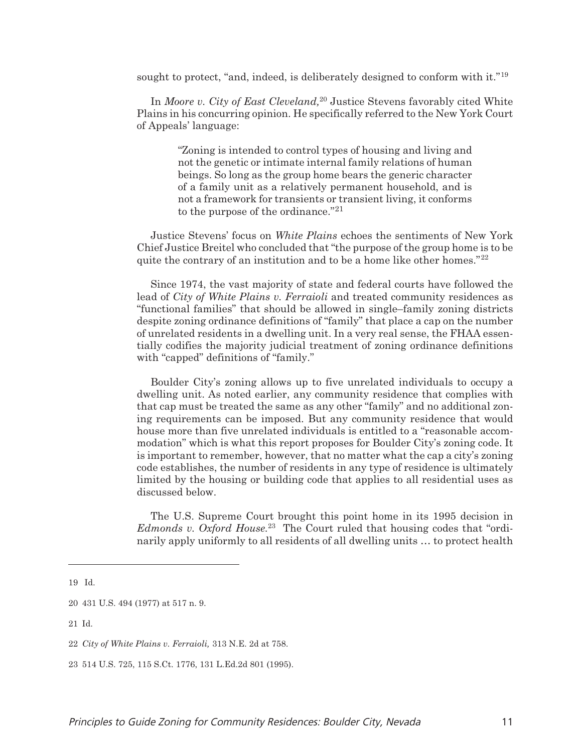sought to protect, "and, indeed, is deliberately designed to conform with it."[19]

In *Moore v. City of East Cleveland,*[20] Justice Stevens favorably cited White Plains in his concurring opinion. He specifically referred to the New York Court of Appeals' language:

> "Zoning is intended to control types of housing and living and not the genetic or intimate internal family relations of human beings. So long as the group home bears the generic character of a family unit as a relatively permanent household, and is not a framework for transients or transient living, it conforms to the purpose of the ordinance."[21]

Justice Stevens' focus on *White Plains* echoes the sentiments of New York Chief Justice Breitel who concluded that "the purpose of the group home is to be quite the contrary of an institution and to be a home like other homes."[22]

Since 1974, the vast majority of state and federal courts have followed the lead of *City of White Plains v. Ferraioli* and treated community residences as "functional families" that should be allowed in single–family zoning districts despite zoning ordinance definitions of "family" that place a cap on the number of unrelated residents in a dwelling unit. In a very real sense, the FHAA essentially codifies the majority judicial treatment of zoning ordinance definitions with "capped" definitions of "family."

Boulder City's zoning allows up to five unrelated individuals to occupy a dwelling unit. As noted earlier, any community residence that complies with that cap must be treated the same as any other "family" and no additional zoning requirements can be imposed. But any community residence that would house more than five unrelated individuals is entitled to a "reasonable accommodation" which is what this report proposes for Boulder City's zoning code. It is important to remember, however, that no matter what the cap a city's zoning code establishes, the number of residents in any type of residence is ultimately limited by the housing or building code that applies to all residential uses as discussed below.

The U.S. Supreme Court brought this point home in its 1995 decision in *Edmonds v. Oxford House.*[23] The Court ruled that housing codes that "ordinarily apply uniformly to all residents of all dwelling units … to protect health

---

19 Id.

20 431 U.S. 494 (1977) at 517 n. 9.

21 Id.

22 *City of White Plains v. Ferraioli,* 313 N.E. 2d at 758.

23 514 U.S. 725, 115 S.Ct. 1776, 131 L.Ed.2d 801 (1995).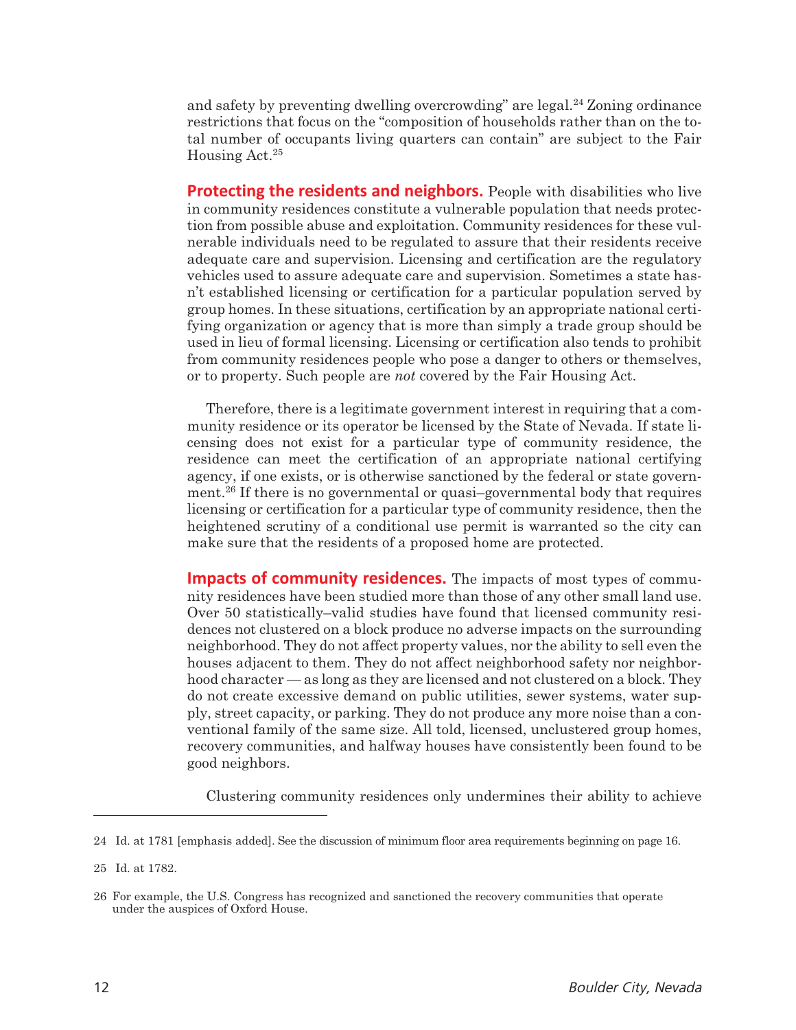and safety by preventing dwelling overcrowding" are legal.[24] Zoning ordinance restrictions that focus on the "composition of households rather than on the total number of occupants living quarters can contain" are subject to the Fair Housing Act.[25]

**Protecting the residents and neighbors.** People with disabilities who live in community residences constitute a vulnerable population that needs protection from possible abuse and exploitation. Community residences for these vulnerable individuals need to be regulated to assure that their residents receive adequate care and supervision. Licensing and certification are the regulatory vehicles used to assure adequate care and supervision. Sometimes a state hasn't established licensing or certification for a particular population served by group homes. In these situations, certification by an appropriate national certifying organization or agency that is more than simply a trade group should be used in lieu of formal licensing. Licensing or certification also tends to prohibit from community residences people who pose a danger to others or themselves, or to property. Such people are *not* covered by the Fair Housing Act.

Therefore, there is a legitimate government interest in requiring that a community residence or its operator be licensed by the State of Nevada. If state licensing does not exist for a particular type of community residence, the residence can meet the certification of an appropriate national certifying agency, if one exists, or is otherwise sanctioned by the federal or state government.[26] If there is no governmental or quasi–governmental body that requires licensing or certification for a particular type of community residence, then the heightened scrutiny of a conditional use permit is warranted so the city can make sure that the residents of a proposed home are protected.

**Impacts of community residences.** The impacts of most types of community residences have been studied more than those of any other small land use. Over 50 statistically–valid studies have found that licensed community residences not clustered on a block produce no adverse impacts on the surrounding neighborhood. They do not affect property values, nor the ability to sell even the houses adjacent to them. They do not affect neighborhood safety nor neighborhood character — as long as they are licensed and not clustered on a block. They do not create excessive demand on public utilities, sewer systems, water supply, street capacity, or parking. They do not produce any more noise than a conventional family of the same size. All told, licensed, unclustered group homes, recovery communities, and halfway houses have consistently been found to be good neighbors.

Clustering community residences only undermines their ability to achieve

---

24 Id. at 1781 [emphasis added]. See the discussion of minimum floor area requirements beginning on page 16.

25 Id. at 1782.

26 For example, the U.S. Congress has recognized and sanctioned the recovery communities that operate under the auspices of Oxford House.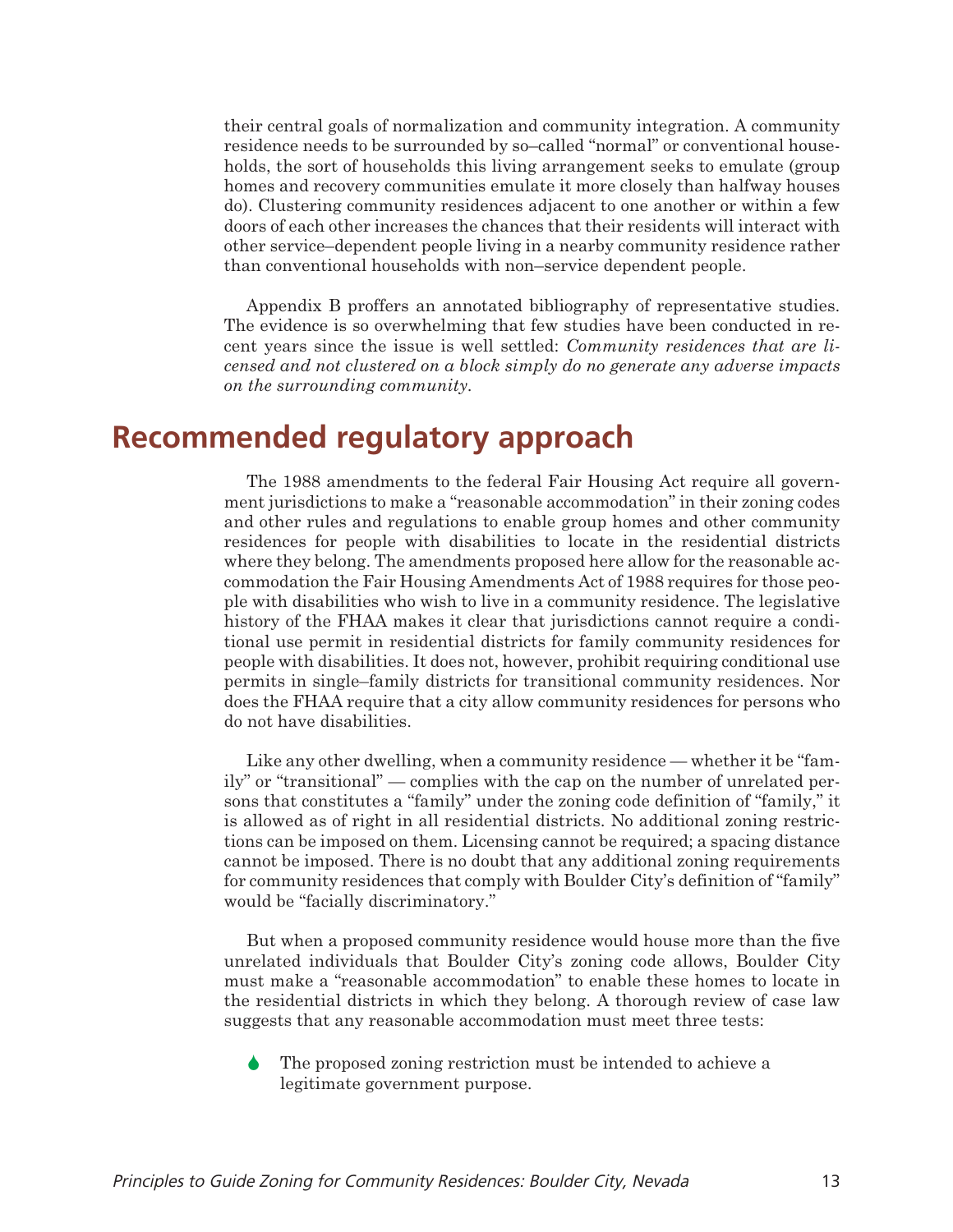their central goals of normalization and community integration. A community residence needs to be surrounded by so–called "normal" or conventional households, the sort of households this living arrangement seeks to emulate (group homes and recovery communities emulate it more closely than halfway houses do). Clustering community residences adjacent to one another or within a few doors of each other increases the chances that their residents will interact with other service–dependent people living in a nearby community residence rather than conventional households with non–service dependent people.

Appendix B proffers an annotated bibliography of representative studies. The evidence is so overwhelming that few studies have been conducted in recent years since the issue is well settled: *Community residences that are licensed and not clustered on a block simply do no generate any adverse impacts on the surrounding community*.

## Recommended regulatory approach

The 1988 amendments to the federal Fair Housing Act require all government jurisdictions to make a "reasonable accommodation" in their zoning codes and other rules and regulations to enable group homes and other community residences for people with disabilities to locate in the residential districts where they belong. The amendments proposed here allow for the reasonable accommodation the Fair Housing Amendments Act of 1988 requires for those people with disabilities who wish to live in a community residence. The legislative history of the FHAA makes it clear that jurisdictions cannot require a conditional use permit in residential districts for family community residences for people with disabilities. It does not, however, prohibit requiring conditional use permits in single–family districts for transitional community residences. Nor does the FHAA require that a city allow community residences for persons who do not have disabilities.

Like any other dwelling, when a community residence — whether it be "family" or "transitional" — complies with the cap on the number of unrelated persons that constitutes a "family" under the zoning code definition of "family," it is allowed as of right in all residential districts. No additional zoning restrictions can be imposed on them. Licensing cannot be required; a spacing distance cannot be imposed. There is no doubt that any additional zoning requirements for community residences that comply with Boulder City's definition of "family" would be "facially discriminatory."

But when a proposed community residence would house more than the five unrelated individuals that Boulder City's zoning code allows, Boulder City must make a "reasonable accommodation" to enable these homes to locate in the residential districts in which they belong. A thorough review of case law suggests that any reasonable accommodation must meet three tests:

- The proposed zoning restriction must be intended to achieve a legitimate government purpose.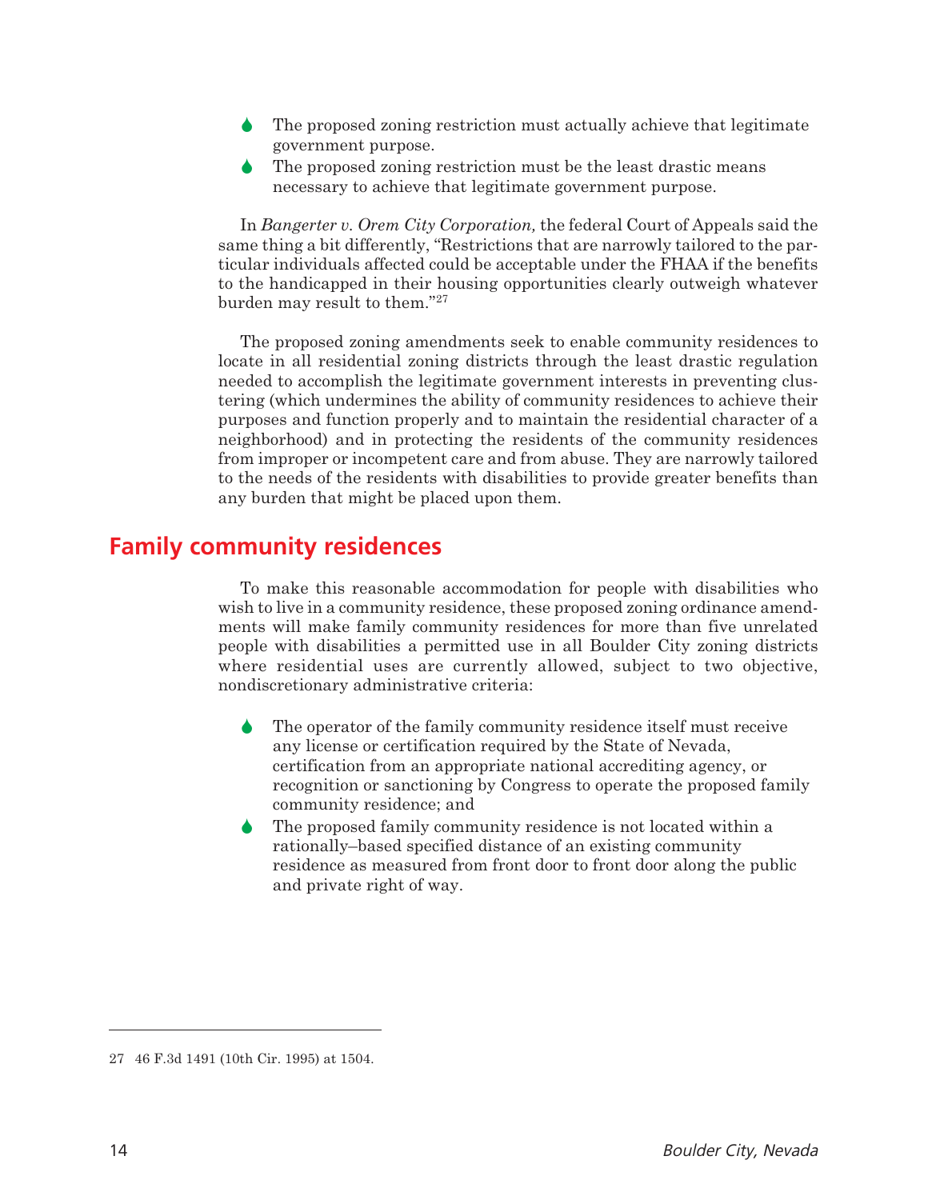- The proposed zoning restriction must actually achieve that legitimate government purpose.
- The proposed zoning restriction must be the least drastic means necessary to achieve that legitimate government purpose.

In *Bangerter v. Orem City Corporation,* the federal Court of Appeals said the same thing a bit differently, "Restrictions that are narrowly tailored to the particular individuals affected could be acceptable under the FHAA if the benefits to the handicapped in their housing opportunities clearly outweigh whatever burden may result to them."[27]

The proposed zoning amendments seek to enable community residences to locate in all residential zoning districts through the least drastic regulation needed to accomplish the legitimate government interests in preventing clustering (which undermines the ability of community residences to achieve their purposes and function properly and to maintain the residential character of a neighborhood) and in protecting the residents of the community residences from improper or incompetent care and from abuse. They are narrowly tailored to the needs of the residents with disabilities to provide greater benefits than any burden that might be placed upon them.

## Family community residences

To make this reasonable accommodation for people with disabilities who wish to live in a community residence, these proposed zoning ordinance amendments will make family community residences for more than five unrelated people with disabilities a permitted use in all Boulder City zoning districts where residential uses are currently allowed, subject to two objective, nondiscretionary administrative criteria:

- The operator of the family community residence itself must receive any license or certification required by the State of Nevada, certification from an appropriate national accrediting agency, or recognition or sanctioning by Congress to operate the proposed family community residence; and
- The proposed family community residence is not located within a rationally–based specified distance of an existing community residence as measured from front door to front door along the public and private right of way.

---

27 46 F.3d 1491 (10th Cir. 1995) at 1504.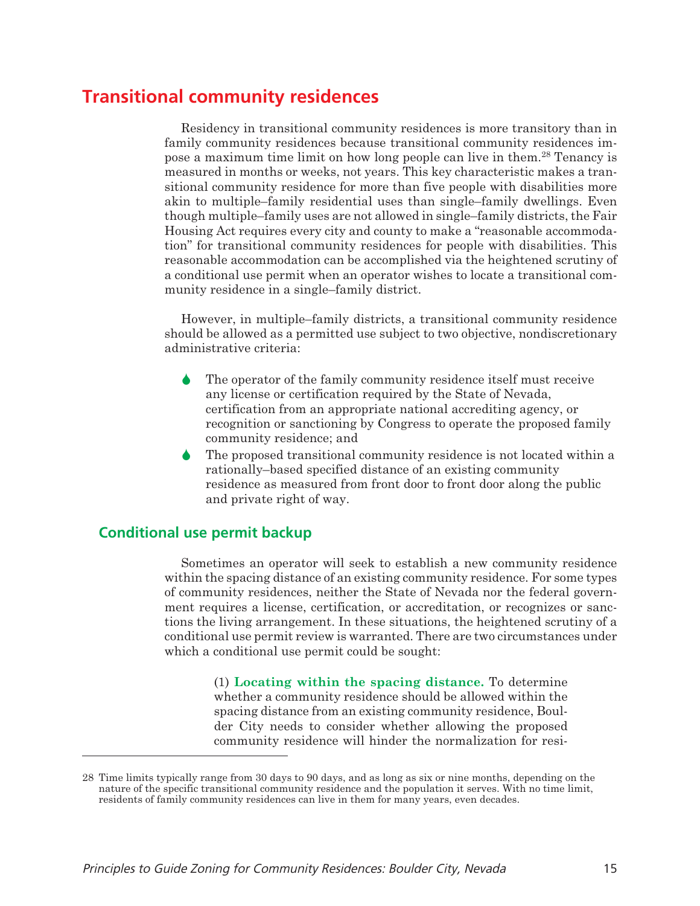## Transitional community residences

Residency in transitional community residences is more transitory than in family community residences because transitional community residences impose a maximum time limit on how long people can live in them.[28] Tenancy is measured in months or weeks, not years. This key characteristic makes a transitional community residence for more than five people with disabilities more akin to multiple–family residential uses than single–family dwellings. Even though multiple–family uses are not allowed in single–family districts, the Fair Housing Act requires every city and county to make a "reasonable accommodation" for transitional community residences for people with disabilities. This reasonable accommodation can be accomplished via the heightened scrutiny of a conditional use permit when an operator wishes to locate a transitional community residence in a single–family district.

However, in multiple–family districts, a transitional community residence should be allowed as a permitted use subject to two objective, nondiscretionary administrative criteria:

- The operator of the family community residence itself must receive any license or certification required by the State of Nevada, certification from an appropriate national accrediting agency, or recognition or sanctioning by Congress to operate the proposed family community residence; and
- The proposed transitional community residence is not located within a rationally–based specified distance of an existing community residence as measured from front door to front door along the public and private right of way.

### Conditional use permit backup

Sometimes an operator will seek to establish a new community residence within the spacing distance of an existing community residence. For some types of community residences, neither the State of Nevada nor the federal government requires a license, certification, or accreditation, or recognizes or sanctions the living arrangement. In these situations, the heightened scrutiny of a conditional use permit review is warranted. There are two circumstances under which a conditional use permit could be sought:

(1) **Locating within the spacing distance.** To determine whether a community residence should be allowed within the spacing distance from an existing community residence, Boulder City needs to consider whether allowing the proposed community residence will hinder the normalization for resi-

---

28 Time limits typically range from 30 days to 90 days, and as long as six or nine months, depending on the nature of the specific transitional community residence and the population it serves. With no time limit, residents of family community residences can live in them for many years, even decades.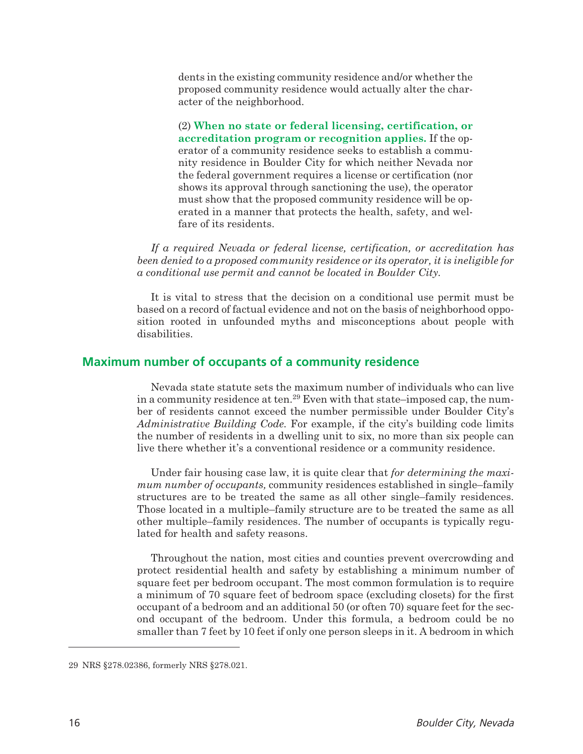dents in the existing community residence and/or whether the proposed community residence would actually alter the character of the neighborhood.

(2) **When no state or federal licensing, certification, or accreditation program or recognition applies.** If the operator of a community residence seeks to establish a community residence in Boulder City for which neither Nevada nor the federal government requires a license or certification (nor shows its approval through sanctioning the use), the operator must show that the proposed community residence will be operated in a manner that protects the health, safety, and welfare of its residents.

*If a required Nevada or federal license, certification, or accreditation has been denied to a proposed community residence or its operator, it is ineligible for a conditional use permit and cannot be located in Boulder City.*

It is vital to stress that the decision on a conditional use permit must be based on a record of factual evidence and not on the basis of neighborhood opposition rooted in unfounded myths and misconceptions about people with disabilities.

## Maximum number of occupants of a community residence

Nevada state statute sets the maximum number of individuals who can live in a community residence at ten.[29] Even with that state–imposed cap, the number of residents cannot exceed the number permissible under Boulder City's *Administrative Building Code.* For example, if the city's building code limits the number of residents in a dwelling unit to six, no more than six people can live there whether it's a conventional residence or a community residence.

Under fair housing case law, it is quite clear that *for determining the maximum number of occupants,* community residences established in single–family structures are to be treated the same as all other single–family residences. Those located in a multiple–family structure are to be treated the same as all other multiple–family residences. The number of occupants is typically regulated for health and safety reasons.

Throughout the nation, most cities and counties prevent overcrowding and protect residential health and safety by establishing a minimum number of square feet per bedroom occupant. The most common formulation is to require a minimum of 70 square feet of bedroom space (excluding closets) for the first occupant of a bedroom and an additional 50 (or often 70) square feet for the second occupant of the bedroom. Under this formula, a bedroom could be no smaller than 7 feet by 10 feet if only one person sleeps in it. A bedroom in which

---

29 NRS §278.02386, formerly NRS §278.021.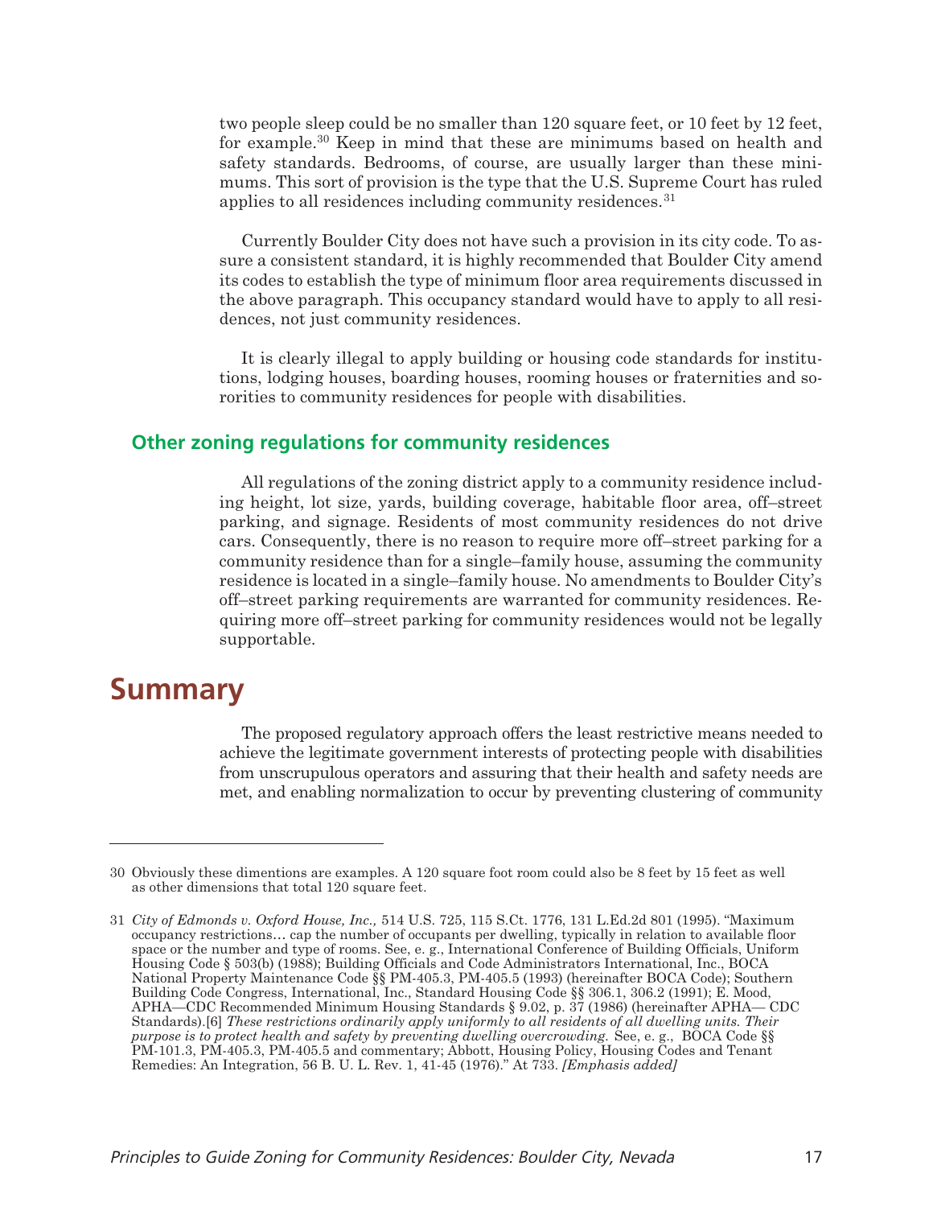two people sleep could be no smaller than 120 square feet, or 10 feet by 12 feet, for example.[30] Keep in mind that these are minimums based on health and safety standards. Bedrooms, of course, are usually larger than these minimums. This sort of provision is the type that the U.S. Supreme Court has ruled applies to all residences including community residences.[31]

Currently Boulder City does not have such a provision in its city code. To assure a consistent standard, it is highly recommended that Boulder City amend its codes to establish the type of minimum floor area requirements discussed in the above paragraph. This occupancy standard would have to apply to all residences, not just community residences.

It is clearly illegal to apply building or housing code standards for institutions, lodging houses, boarding houses, rooming houses or fraternities and sororities to community residences for people with disabilities.

### Other zoning regulations for community residences

All regulations of the zoning district apply to a community residence including height, lot size, yards, building coverage, habitable floor area, off–street parking, and signage. Residents of most community residences do not drive cars. Consequently, there is no reason to require more off–street parking for a community residence than for a single–family house, assuming the community residence is located in a single–family house. No amendments to Boulder City's off–street parking requirements are warranted for community residences. Requiring more off–street parking for community residences would not be legally supportable.

## Summary

The proposed regulatory approach offers the least restrictive means needed to achieve the legitimate government interests of protecting people with disabilities from unscrupulous operators and assuring that their health and safety needs are met, and enabling normalization to occur by preventing clustering of community

---

30 Obviously these dimentions are examples. A 120 square foot room could also be 8 feet by 15 feet as well as other dimensions that total 120 square feet.

31 *City of Edmonds v. Oxford House, Inc.,* 514 U.S. 725, 115 S.Ct. 1776, 131 L.Ed.2d 801 (1995). "Maximum occupancy restrictions… cap the number of occupants per dwelling, typically in relation to available floor space or the number and type of rooms. See, e. g., International Conference of Building Officials, Uniform Housing Code § 503(b) (1988); Building Officials and Code Administrators International, Inc., BOCA National Property Maintenance Code §§ PM-405.3, PM-405.5 (1993) (hereinafter BOCA Code); Southern Building Code Congress, International, Inc., Standard Housing Code §§ 306.1, 306.2 (1991); E. Mood, APHA—CDC Recommended Minimum Housing Standards § 9.02, p. 37 (1986) (hereinafter APHA— CDC Standards).[6] *These restrictions ordinarily apply uniformly to all residents of all dwelling units. Their purpose is to protect health and safety by preventing dwelling overcrowding.* See, e. g., BOCA Code §§ PM-101.3, PM-405.3, PM-405.5 and commentary; Abbott, Housing Policy, Housing Codes and Tenant Remedies: An Integration, 56 B. U. L. Rev. 1, 41-45 (1976)." At 733. *[Emphasis added]*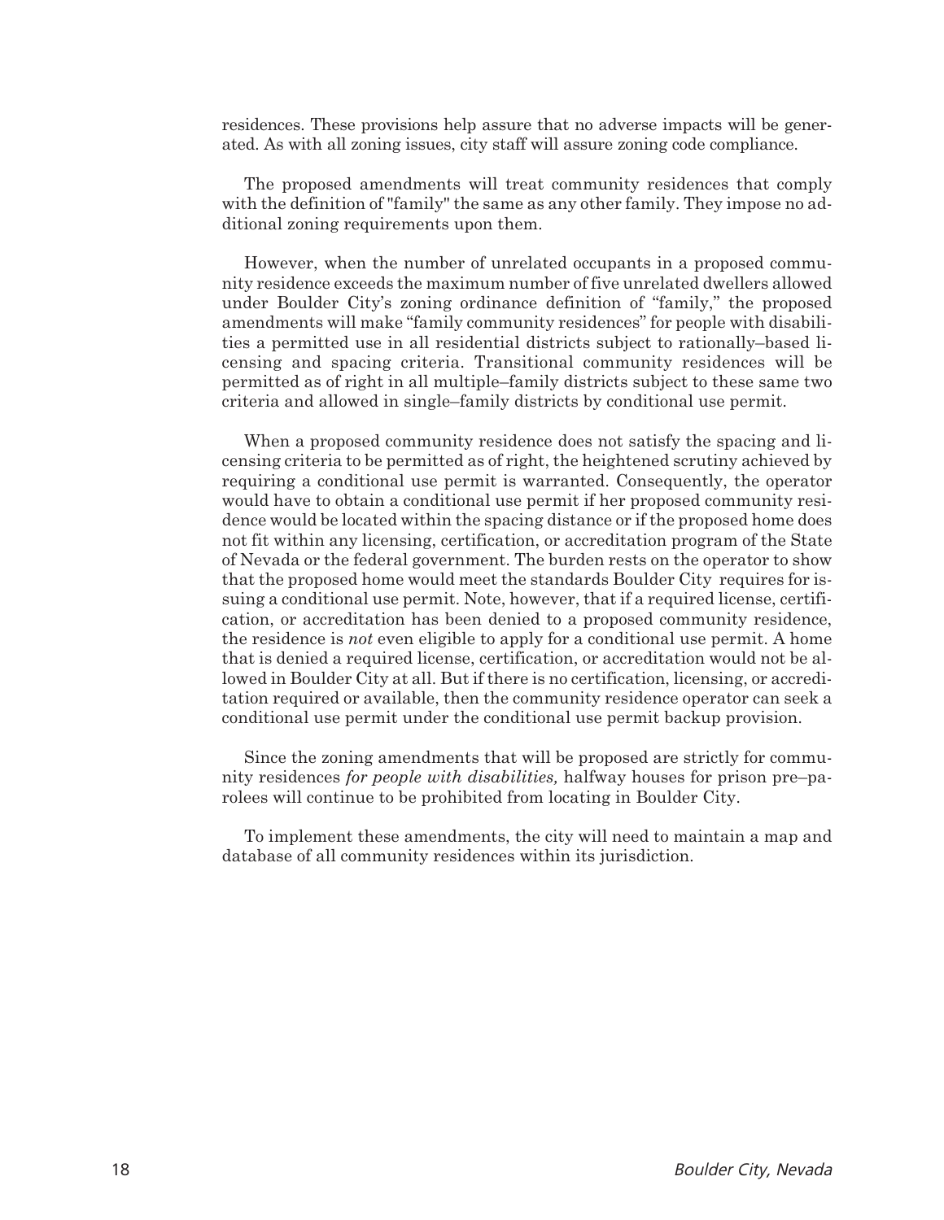residences. These provisions help assure that no adverse impacts will be generated. As with all zoning issues, city staff will assure zoning code compliance.

The proposed amendments will treat community residences that comply with the definition of "family" the same as any other family. They impose no additional zoning requirements upon them.

However, when the number of unrelated occupants in a proposed community residence exceeds the maximum number of five unrelated dwellers allowed under Boulder City's zoning ordinance definition of "family," the proposed amendments will make "family community residences" for people with disabilities a permitted use in all residential districts subject to rationally–based licensing and spacing criteria. Transitional community residences will be permitted as of right in all multiple–family districts subject to these same two criteria and allowed in single–family districts by conditional use permit.

When a proposed community residence does not satisfy the spacing and licensing criteria to be permitted as of right, the heightened scrutiny achieved by requiring a conditional use permit is warranted. Consequently, the operator would have to obtain a conditional use permit if her proposed community residence would be located within the spacing distance or if the proposed home does not fit within any licensing, certification, or accreditation program of the State of Nevada or the federal government. The burden rests on the operator to show that the proposed home would meet the standards Boulder City requires for issuing a conditional use permit. Note, however, that if a required license, certification, or accreditation has been denied to a proposed community residence, the residence is *not* even eligible to apply for a conditional use permit. A home that is denied a required license, certification, or accreditation would not be allowed in Boulder City at all. But if there is no certification, licensing, or accreditation required or available, then the community residence operator can seek a conditional use permit under the conditional use permit backup provision.

Since the zoning amendments that will be proposed are strictly for community residences *for people with disabilities,* halfway houses for prison pre–parolees will continue to be prohibited from locating in Boulder City.

To implement these amendments, the city will need to maintain a map and database of all community residences within its jurisdiction.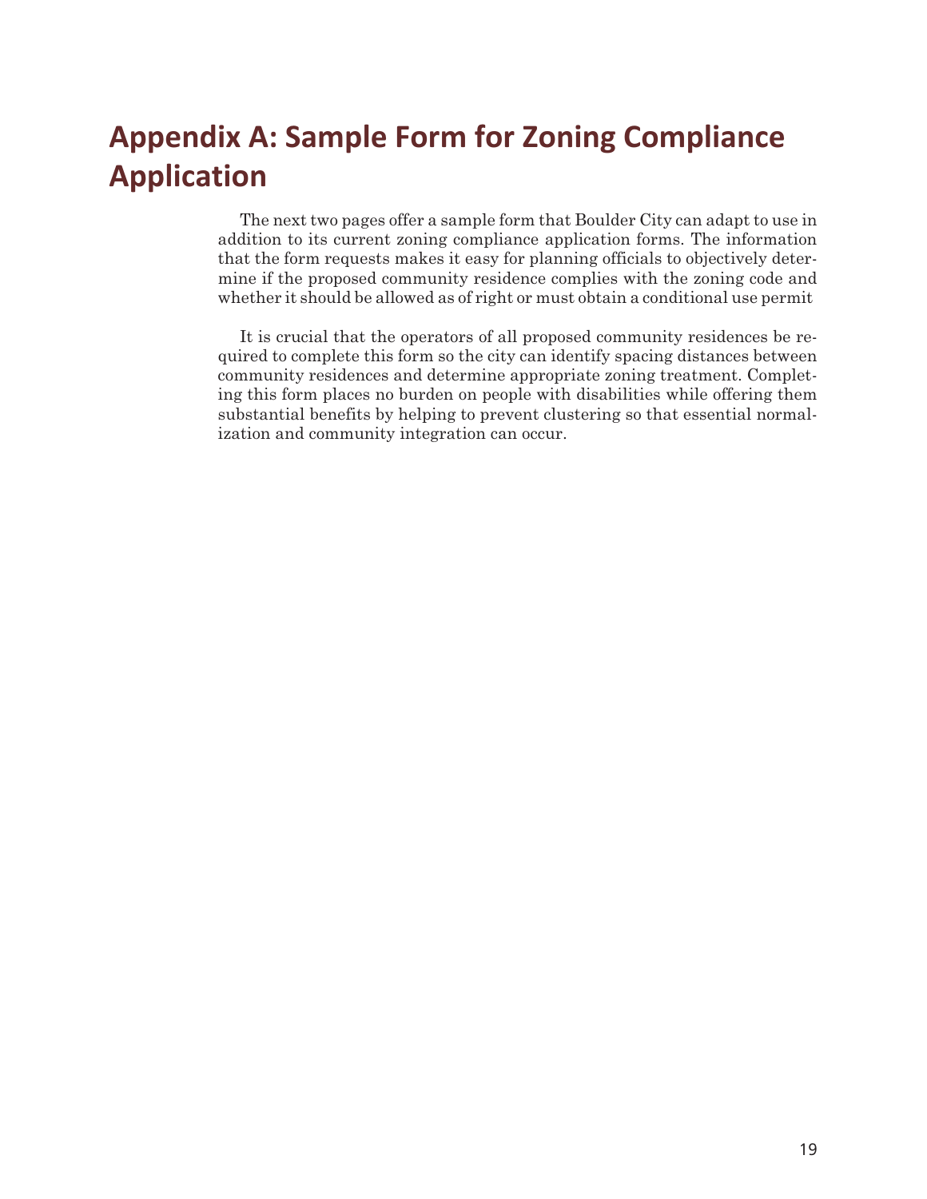# Appendix A: Sample Form for Zoning Compliance Application

The next two pages offer a sample form that Boulder City can adapt to use in addition to its current zoning compliance application forms. The information that the form requests makes it easy for planning officials to objectively determine if the proposed community residence complies with the zoning code and whether it should be allowed as of right or must obtain a conditional use permit

It is crucial that the operators of all proposed community residences be required to complete this form so the city can identify spacing distances between community residences and determine appropriate zoning treatment. Completing this form places no burden on people with disabilities while offering them substantial benefits by helping to prevent clustering so that essential normalization and community integration can occur.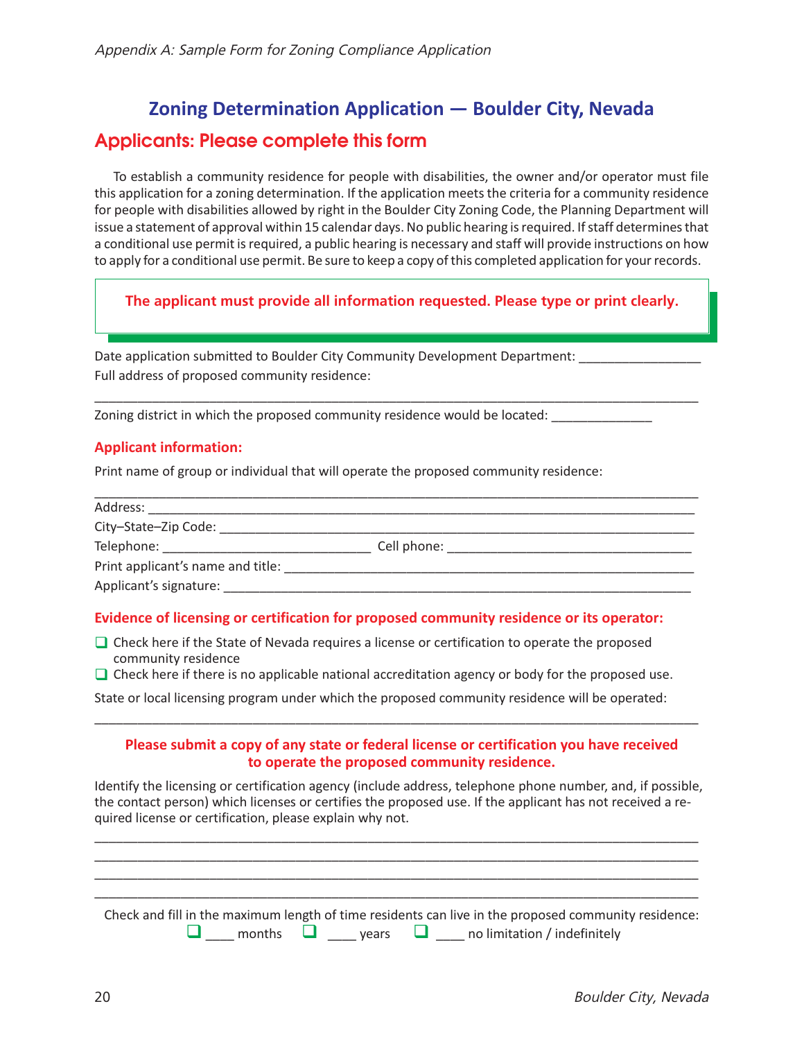*Appendix A: Sample Form for Zoning Compliance Application*

# Zoning Determination Application — Boulder City, Nevada

## Applicants: Please complete this form

To establish a community residence for people with disabilities, the owner and/or operator must file this application for a zoning determination. If the application meets the criteria for a community residence for people with disabilities allowed by right in the Boulder City Zoning Code, the Planning Department will issue a statement of approval within 15 calendar days. No public hearing is required. If staff determines that a conditional use permit is required, a public hearing is necessary and staff will provide instructions on how to apply for a conditional use permit. Be sure to keep a copy of this completed application for your records.

**The applicant must provide all information requested. Please type or print clearly.**

Date application submitted to Boulder City Community Development Department: _________________

Full address of proposed community residence:

_______________________________________________________________________________________

Zoning district in which the proposed community residence would be located: ______________

### Applicant information:

Print name of group or individual that will operate the proposed community residence:

_______________________________________________________________________________________

Address: _______________________________________________________________________________

City–State–Zip Code: _____________________________________________________________________

Telephone: _____________________________ Cell phone: ____________________________________

Print applicant's name and title: ____________________________________________________________

Applicant's signature: _____________________________________________________________________

### Evidence of licensing or certification for proposed community residence or its operator:

- ❑ Check here if the State of Nevada requires a license or certification to operate the proposed community residence
- ❑ Check here if there is no applicable national accreditation agency or body for the proposed use.

State or local licensing program under which the proposed community residence will be operated:

_______________________________________________________________________________________

**Please submit a copy of any state or federal license or certification you have received to operate the proposed community residence.**

Identify the licensing or certification agency (include address, telephone phone number, and, if possible, the contact person) which licenses or certifies the proposed use. If the applicant has not received a required license or certification, please explain why not.

_______________________________________________________________________________________

_______________________________________________________________________________________

_______________________________________________________________________________________

_______________________________________________________________________________________

Check and fill in the maximum length of time residents can live in the proposed community residence:

❑ ____ months ❑ ____ years ❑ ____ no limitation / indefinitely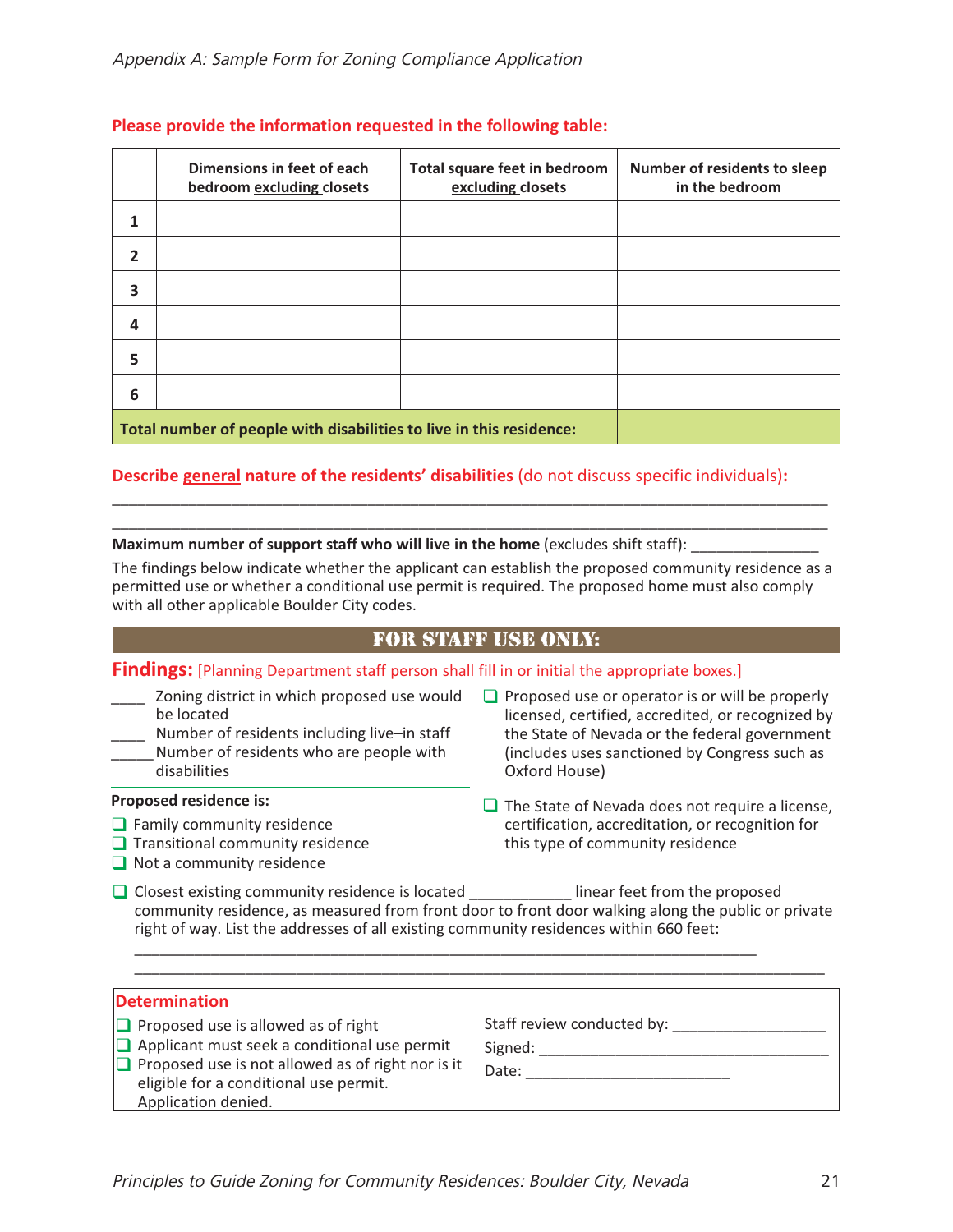*Appendix A: Sample Form for Zoning Compliance Application*

**Please provide the information requested in the following table:**

| | Dimensions in feet of each bedroom excluding closets | Total square feet in bedroom excluding closets | Number of residents to sleep in the bedroom |
|---|---|---|---|
| **1** | | | |
| **2** | | | |
| **3** | | | |
| **4** | | | |
| **5** | | | |
| **6** | | | |
| **Total number of people with disabilities to live in this residence:** | | | |

**Describe general nature of the residents' disabilities** (do not discuss specific individuals)**:**

____________________________________________________________________________________

____________________________________________________________________________________

**Maximum number of support staff who will live in the home** (excludes shift staff): _______________

The findings below indicate whether the applicant can establish the proposed community residence as a permitted use or whether a conditional use permit is required. The proposed home must also comply with all other applicable Boulder City codes.

## FOR STAFF USE ONLY:

**Findings:** [Planning Department staff person shall fill in or initial the appropriate boxes.]

____ Zoning district in which proposed use would be located

____ Number of residents including live–in staff

_____ Number of residents who are people with disabilities

**Proposed residence is:**

- ☐ Family community residence
- ☐ Transitional community residence
- ☐ Not a community residence

☐ Proposed use or operator is or will be properly licensed, certified, accredited, or recognized by the State of Nevada or the federal government (includes uses sanctioned by Congress such as Oxford House)

☐ The State of Nevada does not require a license, certification, accreditation, or recognition for this type of community residence

☐ Closest existing community residence is located ____________ linear feet from the proposed community residence, as measured from front door to front door walking along the public or private right of way. List the addresses of all existing community residences within 660 feet:

____________________________________________________________________________

____________________________________________________________________________________

**Determination**

- ☐ Proposed use is allowed as of right
- ☐ Applicant must seek a conditional use permit
- ☐ Proposed use is not allowed as of right nor is it eligible for a conditional use permit. Application denied.

Staff review conducted by: __________________

Signed: ___________________________________

Date: ________________________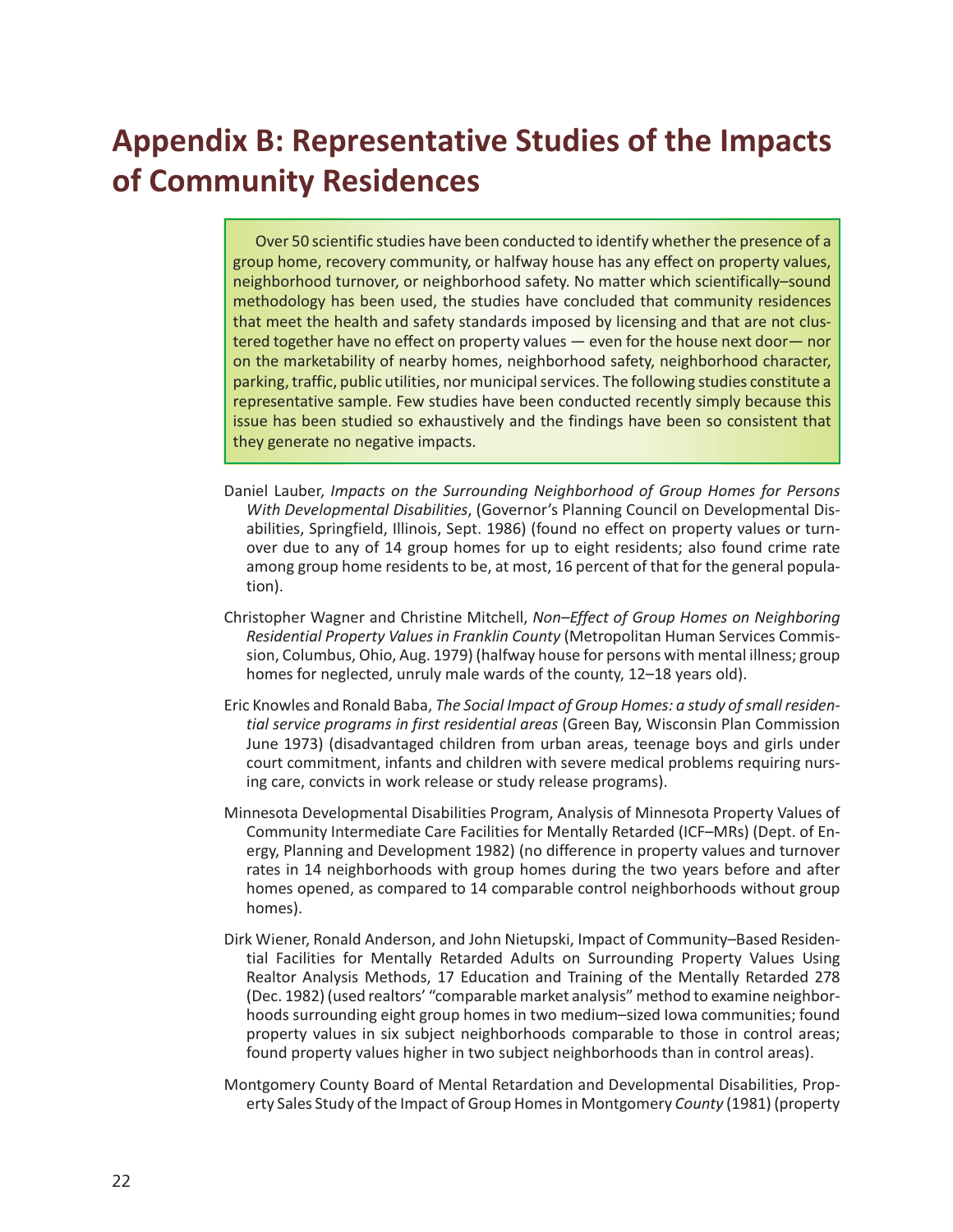# Appendix B: Representative Studies of the Impacts of Community Residences

Over 50 scientific studies have been conducted to identify whether the presence of a group home, recovery community, or halfway house has any effect on property values, neighborhood turnover, or neighborhood safety. No matter which scientifically–sound methodology has been used, the studies have concluded that community residences that meet the health and safety standards imposed by licensing and that are not clustered together have no effect on property values — even for the house next door— nor on the marketability of nearby homes, neighborhood safety, neighborhood character, parking, traffic, public utilities, nor municipal services. The following studies constitute a representative sample. Few studies have been conducted recently simply because this issue has been studied so exhaustively and the findings have been so consistent that they generate no negative impacts.

Daniel Lauber, *Impacts on the Surrounding Neighborhood of Group Homes for Persons With Developmental Disabilities*, (Governor's Planning Council on Developmental Disabilities, Springfield, Illinois, Sept. 1986) (found no effect on property values or turnover due to any of 14 group homes for up to eight residents; also found crime rate among group home residents to be, at most, 16 percent of that for the general population).

Christopher Wagner and Christine Mitchell, *Non–Effect of Group Homes on Neighboring Residential Property Values in Franklin County* (Metropolitan Human Services Commission, Columbus, Ohio, Aug. 1979) (halfway house for persons with mental illness; group homes for neglected, unruly male wards of the county, 12–18 years old).

Eric Knowles and Ronald Baba, *The Social Impact of Group Homes: a study of small residential service programs in first residential areas* (Green Bay, Wisconsin Plan Commission June 1973) (disadvantaged children from urban areas, teenage boys and girls under court commitment, infants and children with severe medical problems requiring nursing care, convicts in work release or study release programs).

Minnesota Developmental Disabilities Program, Analysis of Minnesota Property Values of Community Intermediate Care Facilities for Mentally Retarded (ICF–MRs) (Dept. of Energy, Planning and Development 1982) (no difference in property values and turnover rates in 14 neighborhoods with group homes during the two years before and after homes opened, as compared to 14 comparable control neighborhoods without group homes).

Dirk Wiener, Ronald Anderson, and John Nietupski, Impact of Community–Based Residential Facilities for Mentally Retarded Adults on Surrounding Property Values Using Realtor Analysis Methods, 17 Education and Training of the Mentally Retarded 278 (Dec. 1982) (used realtors' "comparable market analysis" method to examine neighborhoods surrounding eight group homes in two medium–sized Iowa communities; found property values in six subject neighborhoods comparable to those in control areas; found property values higher in two subject neighborhoods than in control areas).

Montgomery County Board of Mental Retardation and Developmental Disabilities, Property Sales Study of the Impact of Group Homes in Montgomery *County* (1981) (property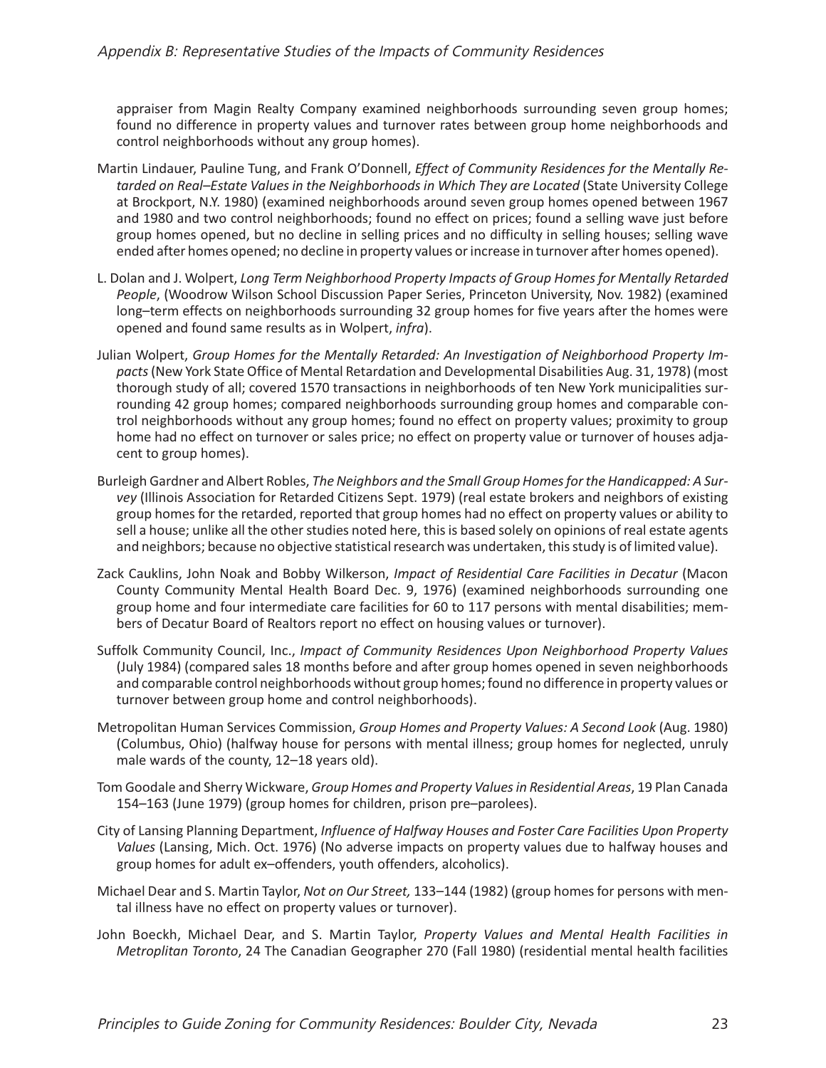appraiser from Magin Realty Company examined neighborhoods surrounding seven group homes; found no difference in property values and turnover rates between group home neighborhoods and control neighborhoods without any group homes).

Martin Lindauer, Pauline Tung, and Frank O'Donnell, *Effect of Community Residences for the Mentally Retarded on Real–Estate Values in the Neighborhoods in Which They are Located* (State University College at Brockport, N.Y. 1980) (examined neighborhoods around seven group homes opened between 1967 and 1980 and two control neighborhoods; found no effect on prices; found a selling wave just before group homes opened, but no decline in selling prices and no difficulty in selling houses; selling wave ended after homes opened; no decline in property values or increase in turnover after homes opened).

L. Dolan and J. Wolpert, *Long Term Neighborhood Property Impacts of Group Homes for Mentally Retarded People*, (Woodrow Wilson School Discussion Paper Series, Princeton University, Nov. 1982) (examined long–term effects on neighborhoods surrounding 32 group homes for five years after the homes were opened and found same results as in Wolpert, *infra*).

Julian Wolpert, *Group Homes for the Mentally Retarded: An Investigation of Neighborhood Property Impacts* (New York State Office of Mental Retardation and Developmental Disabilities Aug. 31, 1978) (most thorough study of all; covered 1570 transactions in neighborhoods of ten New York municipalities surrounding 42 group homes; compared neighborhoods surrounding group homes and comparable control neighborhoods without any group homes; found no effect on property values; proximity to group home had no effect on turnover or sales price; no effect on property value or turnover of houses adjacent to group homes).

Burleigh Gardner and Albert Robles, *The Neighbors and the Small Group Homes for the Handicapped: A Survey* (Illinois Association for Retarded Citizens Sept. 1979) (real estate brokers and neighbors of existing group homes for the retarded, reported that group homes had no effect on property values or ability to sell a house; unlike all the other studies noted here, this is based solely on opinions of real estate agents and neighbors; because no objective statistical research was undertaken, this study is of limited value).

Zack Cauklins, John Noak and Bobby Wilkerson, *Impact of Residential Care Facilities in Decatur* (Macon County Community Mental Health Board Dec. 9, 1976) (examined neighborhoods surrounding one group home and four intermediate care facilities for 60 to 117 persons with mental disabilities; members of Decatur Board of Realtors report no effect on housing values or turnover).

Suffolk Community Council, Inc., *Impact of Community Residences Upon Neighborhood Property Values* (July 1984) (compared sales 18 months before and after group homes opened in seven neighborhoods and comparable control neighborhoods without group homes; found no difference in property values or turnover between group home and control neighborhoods).

Metropolitan Human Services Commission, *Group Homes and Property Values: A Second Look* (Aug. 1980) (Columbus, Ohio) (halfway house for persons with mental illness; group homes for neglected, unruly male wards of the county, 12–18 years old).

Tom Goodale and Sherry Wickware, *Group Homes and Property Values in Residential Areas*, 19 Plan Canada 154–163 (June 1979) (group homes for children, prison pre–parolees).

City of Lansing Planning Department, *Influence of Halfway Houses and Foster Care Facilities Upon Property Values* (Lansing, Mich. Oct. 1976) (No adverse impacts on property values due to halfway houses and group homes for adult ex–offenders, youth offenders, alcoholics).

Michael Dear and S. Martin Taylor, *Not on Our Street,* 133–144 (1982) (group homes for persons with mental illness have no effect on property values or turnover).

John Boeckh, Michael Dear, and S. Martin Taylor, *Property Values and Mental Health Facilities in Metroplitan Toronto*, 24 The Canadian Geographer 270 (Fall 1980) (residential mental health facilities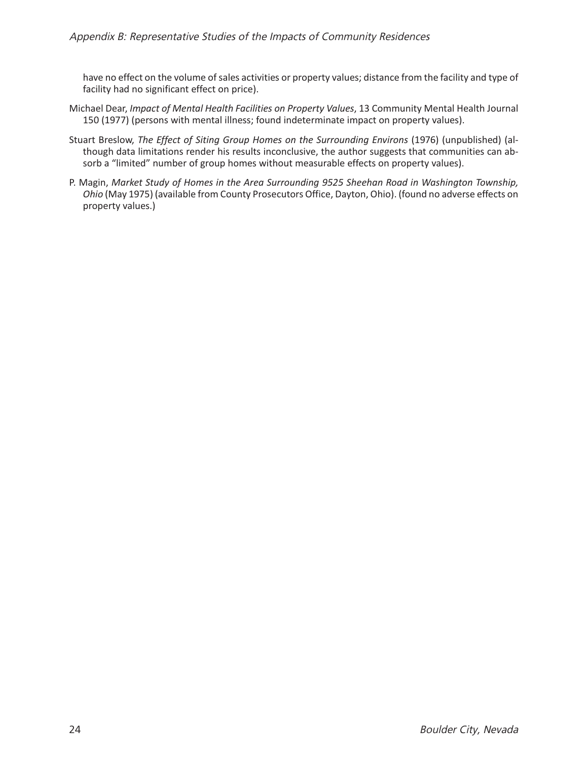have no effect on the volume of sales activities or property values; distance from the facility and type of facility had no significant effect on price).

Michael Dear, *Impact of Mental Health Facilities on Property Values*, 13 Community Mental Health Journal 150 (1977) (persons with mental illness; found indeterminate impact on property values).

Stuart Breslow, *The Effect of Siting Group Homes on the Surrounding Environs* (1976) (unpublished) (although data limitations render his results inconclusive, the author suggests that communities can absorb a "limited" number of group homes without measurable effects on property values).

P. Magin, *Market Study of Homes in the Area Surrounding 9525 Sheehan Road in Washington Township, Ohio* (May 1975) (available from County Prosecutors Office, Dayton, Ohio). (found no adverse effects on property values.)